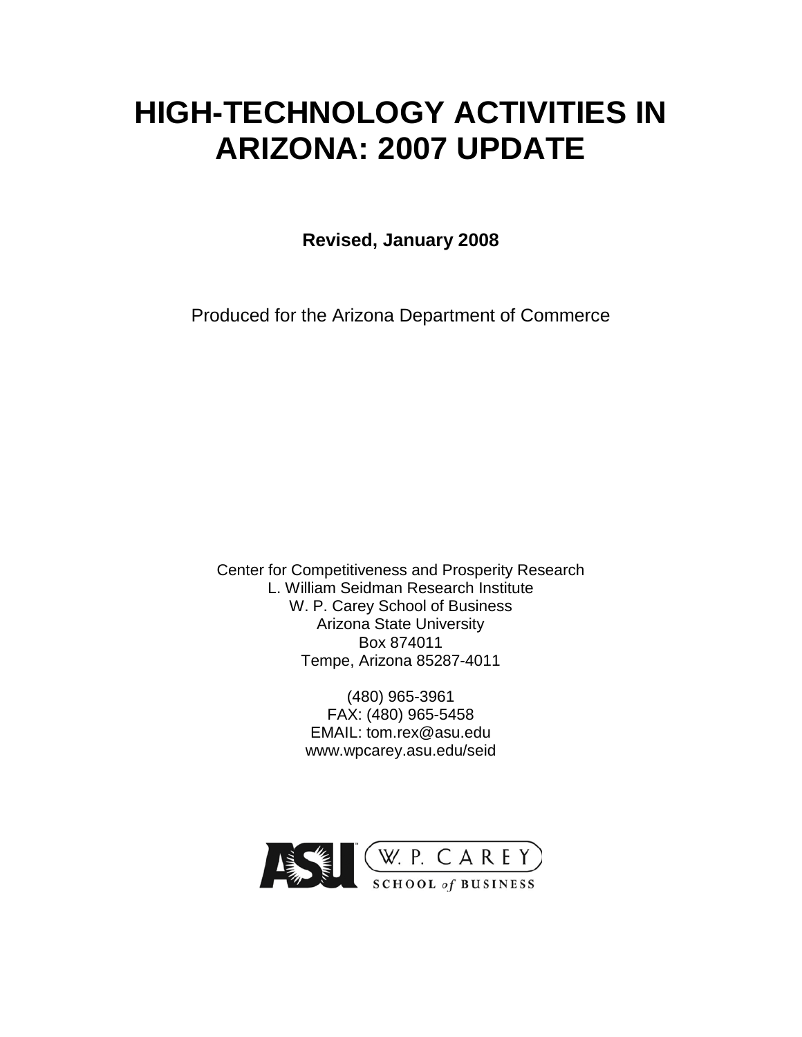# HIGH-TECHNOLOGY ACTIVITIES IN ARIZONA: 2007 UPDATE

**Revised, January 2008**

Produced for the Arizona Department of Commerce

Center for Competitiveness and Prosperity Research
L. William Seidman Research Institute
W. P. Carey School of Business
Arizona State University
Box 874011
Tempe, Arizona 85287-4011

(480) 965-3961
FAX: (480) 965-5458
EMAIL: tom.rex@asu.edu
www.wpcarey.asu.edu/seid

ASU W. P. CAREY SCHOOL of BUSINESS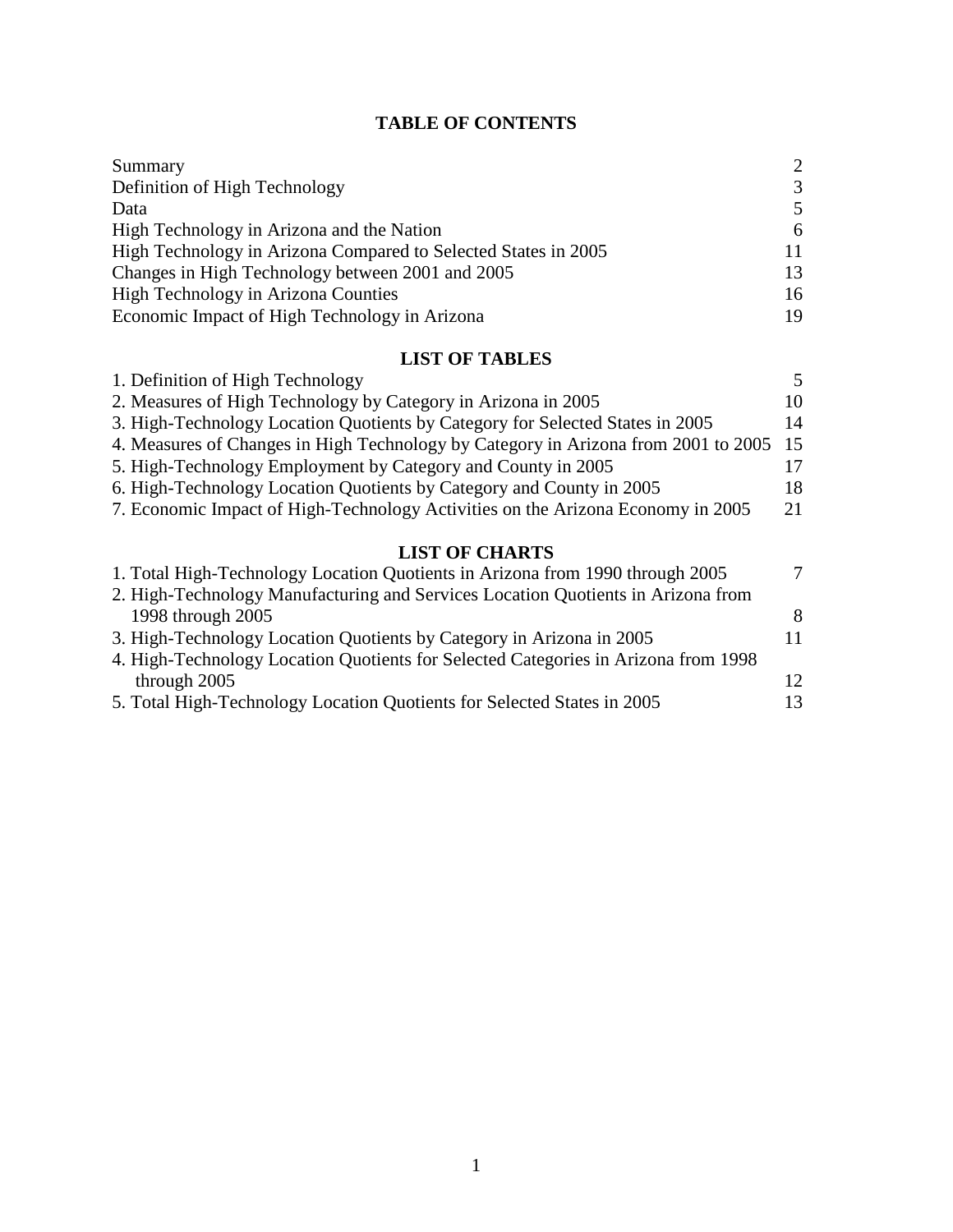## TABLE OF CONTENTS

| | |
|---|---|
| Summary | 2 |
| Definition of High Technology | 3 |
| Data | 5 |
| High Technology in Arizona and the Nation | 6 |
| High Technology in Arizona Compared to Selected States in 2005 | 11 |
| Changes in High Technology between 2001 and 2005 | 13 |
| High Technology in Arizona Counties | 16 |
| Economic Impact of High Technology in Arizona | 19 |

## LIST OF TABLES

| | |
|---|---|
| 1. Definition of High Technology | 5 |
| 2. Measures of High Technology by Category in Arizona in 2005 | 10 |
| 3. High-Technology Location Quotients by Category for Selected States in 2005 | 14 |
| 4. Measures of Changes in High Technology by Category in Arizona from 2001 to 2005 | 15 |
| 5. High-Technology Employment by Category and County in 2005 | 17 |
| 6. High-Technology Location Quotients by Category and County in 2005 | 18 |
| 7. Economic Impact of High-Technology Activities on the Arizona Economy in 2005 | 21 |

## LIST OF CHARTS

| | |
|---|---|
| 1. Total High-Technology Location Quotients in Arizona from 1990 through 2005 | 7 |
| 2. High-Technology Manufacturing and Services Location Quotients in Arizona from 1998 through 2005 | 8 |
| 3. High-Technology Location Quotients by Category in Arizona in 2005 | 11 |
| 4. High-Technology Location Quotients for Selected Categories in Arizona from 1998 through 2005 | 12 |
| 5. Total High-Technology Location Quotients for Selected States in 2005 | 13 |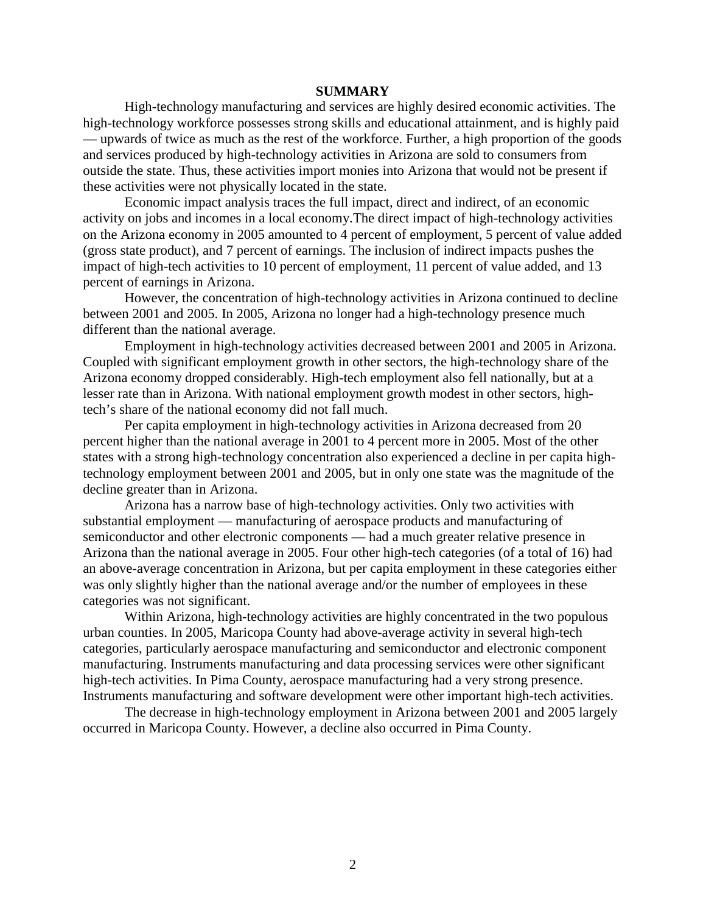## SUMMARY

High-technology manufacturing and services are highly desired economic activities. The high-technology workforce possesses strong skills and educational attainment, and is highly paid — upwards of twice as much as the rest of the workforce. Further, a high proportion of the goods and services produced by high-technology activities in Arizona are sold to consumers from outside the state. Thus, these activities import monies into Arizona that would not be present if these activities were not physically located in the state.

Economic impact analysis traces the full impact, direct and indirect, of an economic activity on jobs and incomes in a local economy.The direct impact of high-technology activities on the Arizona economy in 2005 amounted to 4 percent of employment, 5 percent of value added (gross state product), and 7 percent of earnings. The inclusion of indirect impacts pushes the impact of high-tech activities to 10 percent of employment, 11 percent of value added, and 13 percent of earnings in Arizona.

However, the concentration of high-technology activities in Arizona continued to decline between 2001 and 2005. In 2005, Arizona no longer had a high-technology presence much different than the national average.

Employment in high-technology activities decreased between 2001 and 2005 in Arizona. Coupled with significant employment growth in other sectors, the high-technology share of the Arizona economy dropped considerably. High-tech employment also fell nationally, but at a lesser rate than in Arizona. With national employment growth modest in other sectors, high-tech's share of the national economy did not fall much.

Per capita employment in high-technology activities in Arizona decreased from 20 percent higher than the national average in 2001 to 4 percent more in 2005. Most of the other states with a strong high-technology concentration also experienced a decline in per capita high-technology employment between 2001 and 2005, but in only one state was the magnitude of the decline greater than in Arizona.

Arizona has a narrow base of high-technology activities. Only two activities with substantial employment — manufacturing of aerospace products and manufacturing of semiconductor and other electronic components — had a much greater relative presence in Arizona than the national average in 2005. Four other high-tech categories (of a total of 16) had an above-average concentration in Arizona, but per capita employment in these categories either was only slightly higher than the national average and/or the number of employees in these categories was not significant.

Within Arizona, high-technology activities are highly concentrated in the two populous urban counties. In 2005, Maricopa County had above-average activity in several high-tech categories, particularly aerospace manufacturing and semiconductor and electronic component manufacturing. Instruments manufacturing and data processing services were other significant high-tech activities. In Pima County, aerospace manufacturing had a very strong presence. Instruments manufacturing and software development were other important high-tech activities.

The decrease in high-technology employment in Arizona between 2001 and 2005 largely occurred in Maricopa County. However, a decline also occurred in Pima County.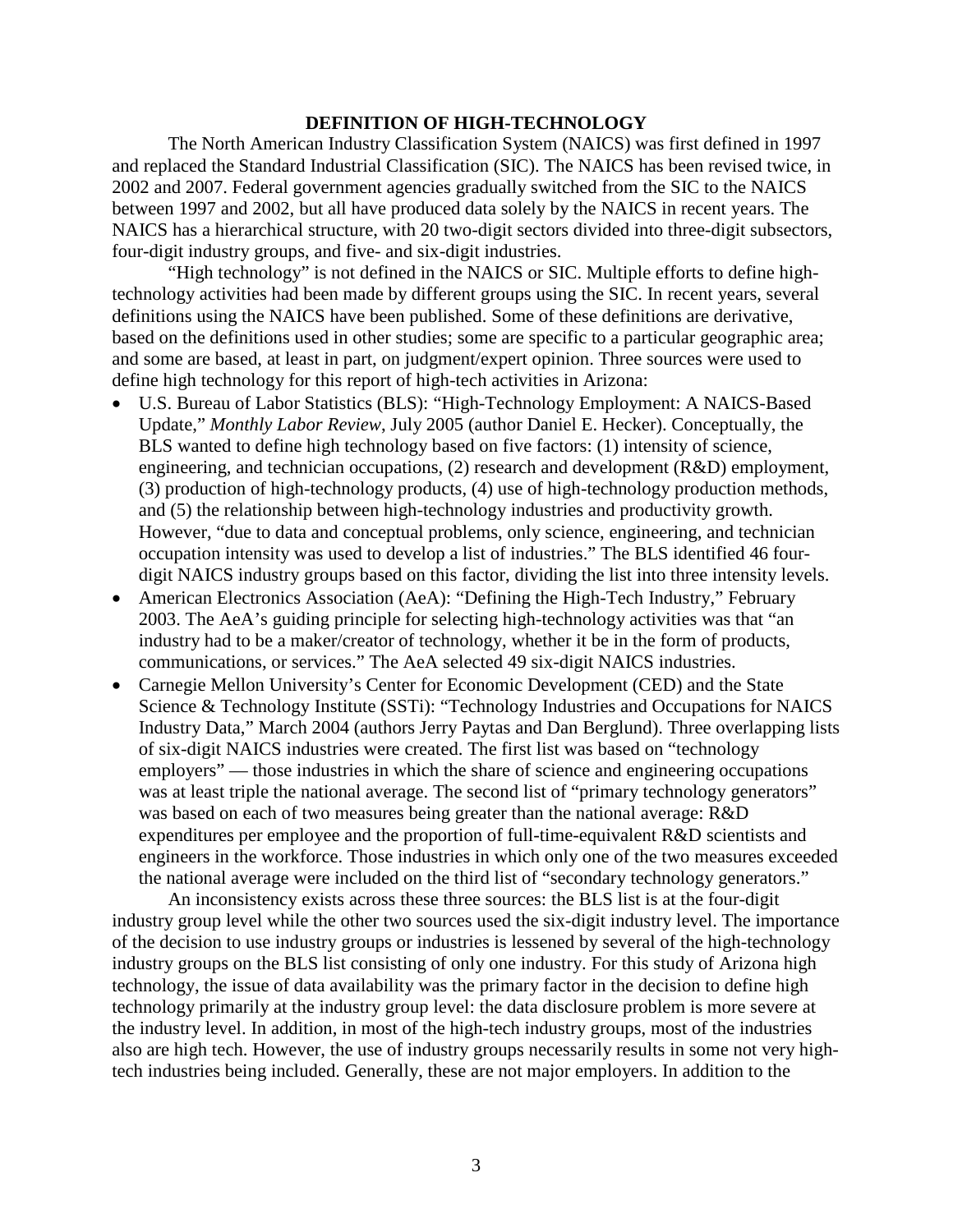## DEFINITION OF HIGH-TECHNOLOGY

The North American Industry Classification System (NAICS) was first defined in 1997 and replaced the Standard Industrial Classification (SIC). The NAICS has been revised twice, in 2002 and 2007. Federal government agencies gradually switched from the SIC to the NAICS between 1997 and 2002, but all have produced data solely by the NAICS in recent years. The NAICS has a hierarchical structure, with 20 two-digit sectors divided into three-digit subsectors, four-digit industry groups, and five- and six-digit industries.

"High technology" is not defined in the NAICS or SIC. Multiple efforts to define high-technology activities had been made by different groups using the SIC. In recent years, several definitions using the NAICS have been published. Some of these definitions are derivative, based on the definitions used in other studies; some are specific to a particular geographic area; and some are based, at least in part, on judgment/expert opinion. Three sources were used to define high technology for this report of high-tech activities in Arizona:

- U.S. Bureau of Labor Statistics (BLS): "High-Technology Employment: A NAICS-Based Update," *Monthly Labor Review*, July 2005 (author Daniel E. Hecker). Conceptually, the BLS wanted to define high technology based on five factors: (1) intensity of science, engineering, and technician occupations, (2) research and development (R&D) employment, (3) production of high-technology products, (4) use of high-technology production methods, and (5) the relationship between high-technology industries and productivity growth. However, "due to data and conceptual problems, only science, engineering, and technician occupation intensity was used to develop a list of industries." The BLS identified 46 four-digit NAICS industry groups based on this factor, dividing the list into three intensity levels.
- American Electronics Association (AeA): "Defining the High-Tech Industry," February 2003. The AeA's guiding principle for selecting high-technology activities was that "an industry had to be a maker/creator of technology, whether it be in the form of products, communications, or services." The AeA selected 49 six-digit NAICS industries.
- Carnegie Mellon University's Center for Economic Development (CED) and the State Science & Technology Institute (SSTi): "Technology Industries and Occupations for NAICS Industry Data," March 2004 (authors Jerry Paytas and Dan Berglund). Three overlapping lists of six-digit NAICS industries were created. The first list was based on "technology employers" — those industries in which the share of science and engineering occupations was at least triple the national average. The second list of "primary technology generators" was based on each of two measures being greater than the national average: R&D expenditures per employee and the proportion of full-time-equivalent R&D scientists and engineers in the workforce. Those industries in which only one of the two measures exceeded the national average were included on the third list of "secondary technology generators."

An inconsistency exists across these three sources: the BLS list is at the four-digit industry group level while the other two sources used the six-digit industry level. The importance of the decision to use industry groups or industries is lessened by several of the high-technology industry groups on the BLS list consisting of only one industry. For this study of Arizona high technology, the issue of data availability was the primary factor in the decision to define high technology primarily at the industry group level: the data disclosure problem is more severe at the industry level. In addition, in most of the high-tech industry groups, most of the industries also are high tech. However, the use of industry groups necessarily results in some not very high-tech industries being included. Generally, these are not major employers. In addition to the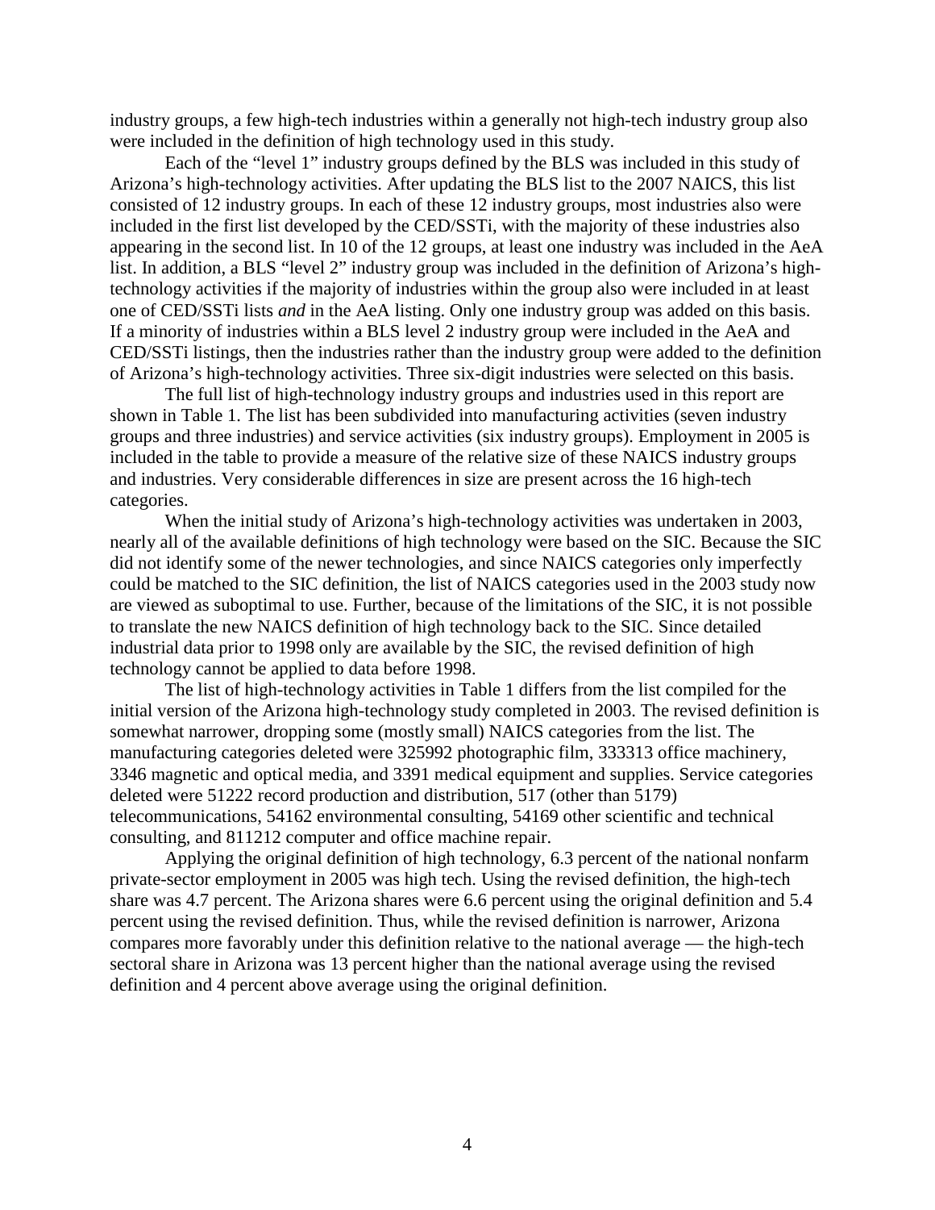industry groups, a few high-tech industries within a generally not high-tech industry group also were included in the definition of high technology used in this study.

Each of the "level 1" industry groups defined by the BLS was included in this study of Arizona's high-technology activities. After updating the BLS list to the 2007 NAICS, this list consisted of 12 industry groups. In each of these 12 industry groups, most industries also were included in the first list developed by the CED/SSTi, with the majority of these industries also appearing in the second list. In 10 of the 12 groups, at least one industry was included in the AeA list. In addition, a BLS "level 2" industry group was included in the definition of Arizona's high-technology activities if the majority of industries within the group also were included in at least one of CED/SSTi lists *and* in the AeA listing. Only one industry group was added on this basis. If a minority of industries within a BLS level 2 industry group were included in the AeA and CED/SSTi listings, then the industries rather than the industry group were added to the definition of Arizona's high-technology activities. Three six-digit industries were selected on this basis.

The full list of high-technology industry groups and industries used in this report are shown in Table 1. The list has been subdivided into manufacturing activities (seven industry groups and three industries) and service activities (six industry groups). Employment in 2005 is included in the table to provide a measure of the relative size of these NAICS industry groups and industries. Very considerable differences in size are present across the 16 high-tech categories.

When the initial study of Arizona's high-technology activities was undertaken in 2003, nearly all of the available definitions of high technology were based on the SIC. Because the SIC did not identify some of the newer technologies, and since NAICS categories only imperfectly could be matched to the SIC definition, the list of NAICS categories used in the 2003 study now are viewed as suboptimal to use. Further, because of the limitations of the SIC, it is not possible to translate the new NAICS definition of high technology back to the SIC. Since detailed industrial data prior to 1998 only are available by the SIC, the revised definition of high technology cannot be applied to data before 1998.

The list of high-technology activities in Table 1 differs from the list compiled for the initial version of the Arizona high-technology study completed in 2003. The revised definition is somewhat narrower, dropping some (mostly small) NAICS categories from the list. The manufacturing categories deleted were 325992 photographic film, 333313 office machinery, 3346 magnetic and optical media, and 3391 medical equipment and supplies. Service categories deleted were 51222 record production and distribution, 517 (other than 5179) telecommunications, 54162 environmental consulting, 54169 other scientific and technical consulting, and 811212 computer and office machine repair.

Applying the original definition of high technology, 6.3 percent of the national nonfarm private-sector employment in 2005 was high tech. Using the revised definition, the high-tech share was 4.7 percent. The Arizona shares were 6.6 percent using the original definition and 5.4 percent using the revised definition. Thus, while the revised definition is narrower, Arizona compares more favorably under this definition relative to the national average — the high-tech sectoral share in Arizona was 13 percent higher than the national average using the revised definition and 4 percent above average using the original definition.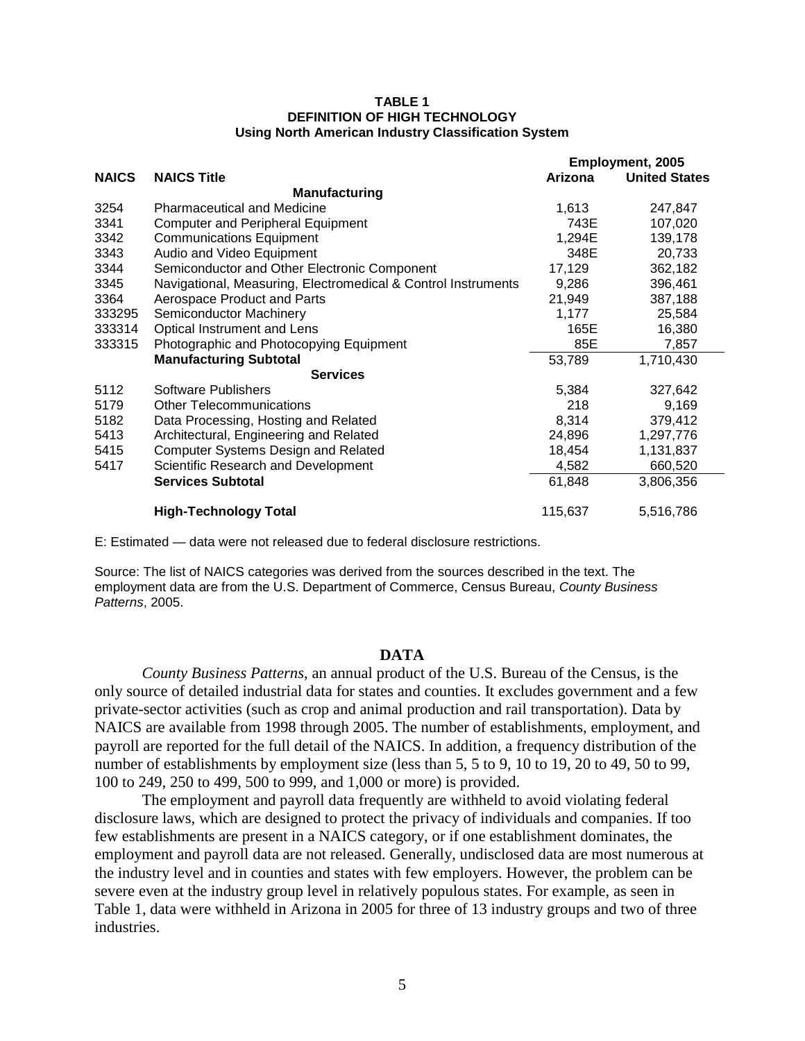**TABLE 1**
**DEFINITION OF HIGH TECHNOLOGY**
**Using North American Industry Classification System**

| NAICS | NAICS Title | Employment, 2005 Arizona | Employment, 2005 United States |
|---|---|---|---|
| | **Manufacturing** | | |
| 3254 | Pharmaceutical and Medicine | 1,613 | 247,847 |
| 3341 | Computer and Peripheral Equipment | 743E | 107,020 |
| 3342 | Communications Equipment | 1,294E | 139,178 |
| 3343 | Audio and Video Equipment | 348E | 20,733 |
| 3344 | Semiconductor and Other Electronic Component | 17,129 | 362,182 |
| 3345 | Navigational, Measuring, Electromedical & Control Instruments | 9,286 | 396,461 |
| 3364 | Aerospace Product and Parts | 21,949 | 387,188 |
| 333295 | Semiconductor Machinery | 1,177 | 25,584 |
| 333314 | Optical Instrument and Lens | 165E | 16,380 |
| 333315 | Photographic and Photocopying Equipment | 85E | 7,857 |
| | **Manufacturing Subtotal** | 53,789 | 1,710,430 |
| | **Services** | | |
| 5112 | Software Publishers | 5,384 | 327,642 |
| 5179 | Other Telecommunications | 218 | 9,169 |
| 5182 | Data Processing, Hosting and Related | 8,314 | 379,412 |
| 5413 | Architectural, Engineering and Related | 24,896 | 1,297,776 |
| 5415 | Computer Systems Design and Related | 18,454 | 1,131,837 |
| 5417 | Scientific Research and Development | 4,582 | 660,520 |
| | **Services Subtotal** | 61,848 | 3,806,356 |
| | **High-Technology Total** | 115,637 | 5,516,786 |

E: Estimated — data were not released due to federal disclosure restrictions.

Source: The list of NAICS categories was derived from the sources described in the text. The employment data are from the U.S. Department of Commerce, Census Bureau, *County Business Patterns*, 2005.

## DATA

*County Business Patterns*, an annual product of the U.S. Bureau of the Census, is the only source of detailed industrial data for states and counties. It excludes government and a few private-sector activities (such as crop and animal production and rail transportation). Data by NAICS are available from 1998 through 2005. The number of establishments, employment, and payroll are reported for the full detail of the NAICS. In addition, a frequency distribution of the number of establishments by employment size (less than 5, 5 to 9, 10 to 19, 20 to 49, 50 to 99, 100 to 249, 250 to 499, 500 to 999, and 1,000 or more) is provided.

The employment and payroll data frequently are withheld to avoid violating federal disclosure laws, which are designed to protect the privacy of individuals and companies. If too few establishments are present in a NAICS category, or if one establishment dominates, the employment and payroll data are not released. Generally, undisclosed data are most numerous at the industry level and in counties and states with few employers. However, the problem can be severe even at the industry group level in relatively populous states. For example, as seen in Table 1, data were withheld in Arizona in 2005 for three of 13 industry groups and two of three industries.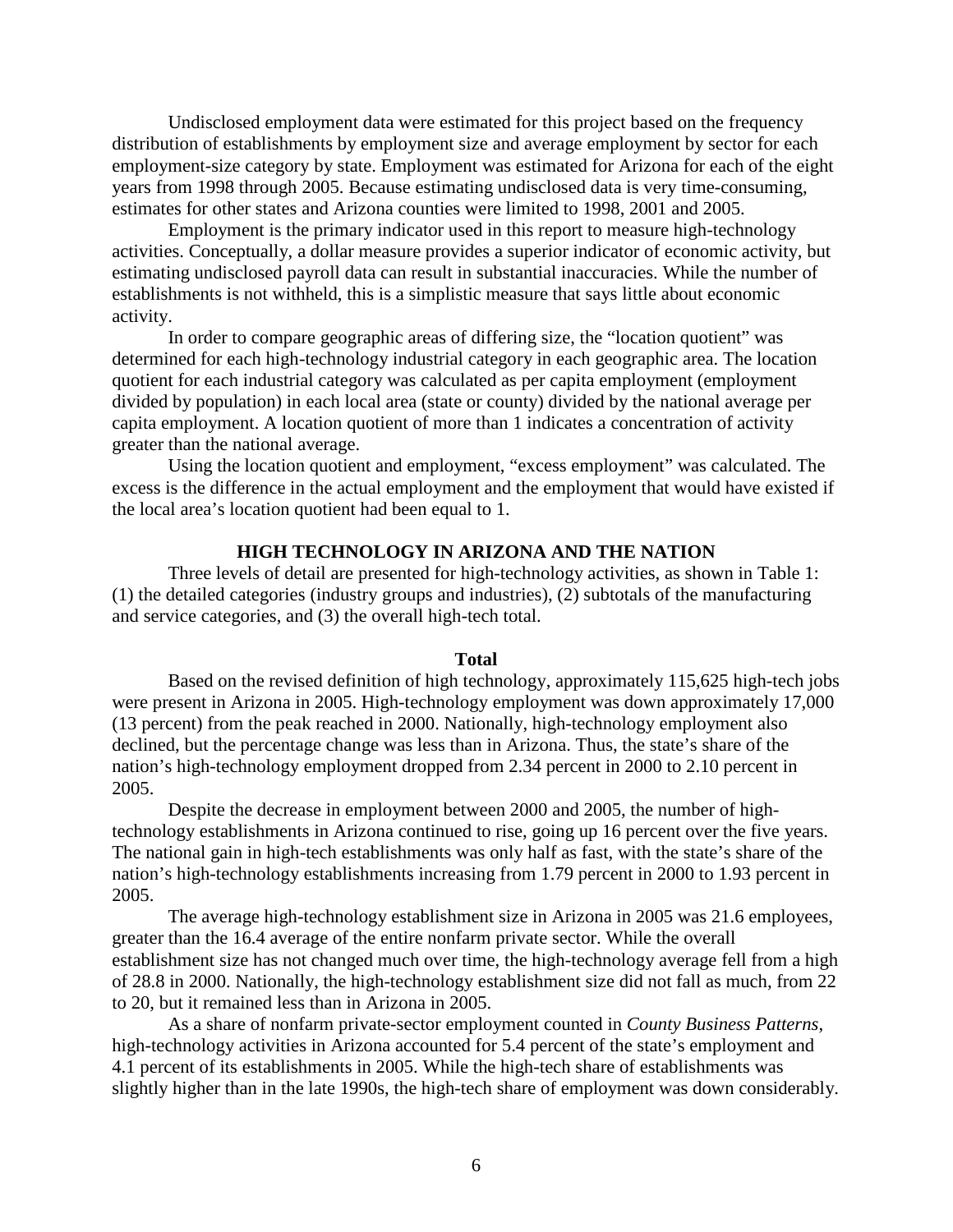Undisclosed employment data were estimated for this project based on the frequency distribution of establishments by employment size and average employment by sector for each employment-size category by state. Employment was estimated for Arizona for each of the eight years from 1998 through 2005. Because estimating undisclosed data is very time-consuming, estimates for other states and Arizona counties were limited to 1998, 2001 and 2005.

Employment is the primary indicator used in this report to measure high-technology activities. Conceptually, a dollar measure provides a superior indicator of economic activity, but estimating undisclosed payroll data can result in substantial inaccuracies. While the number of establishments is not withheld, this is a simplistic measure that says little about economic activity.

In order to compare geographic areas of differing size, the "location quotient" was determined for each high-technology industrial category in each geographic area. The location quotient for each industrial category was calculated as per capita employment (employment divided by population) in each local area (state or county) divided by the national average per capita employment. A location quotient of more than 1 indicates a concentration of activity greater than the national average.

Using the location quotient and employment, "excess employment" was calculated. The excess is the difference in the actual employment and the employment that would have existed if the local area's location quotient had been equal to 1.

## HIGH TECHNOLOGY IN ARIZONA AND THE NATION

Three levels of detail are presented for high-technology activities, as shown in Table 1: (1) the detailed categories (industry groups and industries), (2) subtotals of the manufacturing and service categories, and (3) the overall high-tech total.

### Total

Based on the revised definition of high technology, approximately 115,625 high-tech jobs were present in Arizona in 2005. High-technology employment was down approximately 17,000 (13 percent) from the peak reached in 2000. Nationally, high-technology employment also declined, but the percentage change was less than in Arizona. Thus, the state's share of the nation's high-technology employment dropped from 2.34 percent in 2000 to 2.10 percent in 2005.

Despite the decrease in employment between 2000 and 2005, the number of high-technology establishments in Arizona continued to rise, going up 16 percent over the five years. The national gain in high-tech establishments was only half as fast, with the state's share of the nation's high-technology establishments increasing from 1.79 percent in 2000 to 1.93 percent in 2005.

The average high-technology establishment size in Arizona in 2005 was 21.6 employees, greater than the 16.4 average of the entire nonfarm private sector. While the overall establishment size has not changed much over time, the high-technology average fell from a high of 28.8 in 2000. Nationally, the high-technology establishment size did not fall as much, from 22 to 20, but it remained less than in Arizona in 2005.

As a share of nonfarm private-sector employment counted in *County Business Patterns*, high-technology activities in Arizona accounted for 5.4 percent of the state's employment and 4.1 percent of its establishments in 2005. While the high-tech share of establishments was slightly higher than in the late 1990s, the high-tech share of employment was down considerably.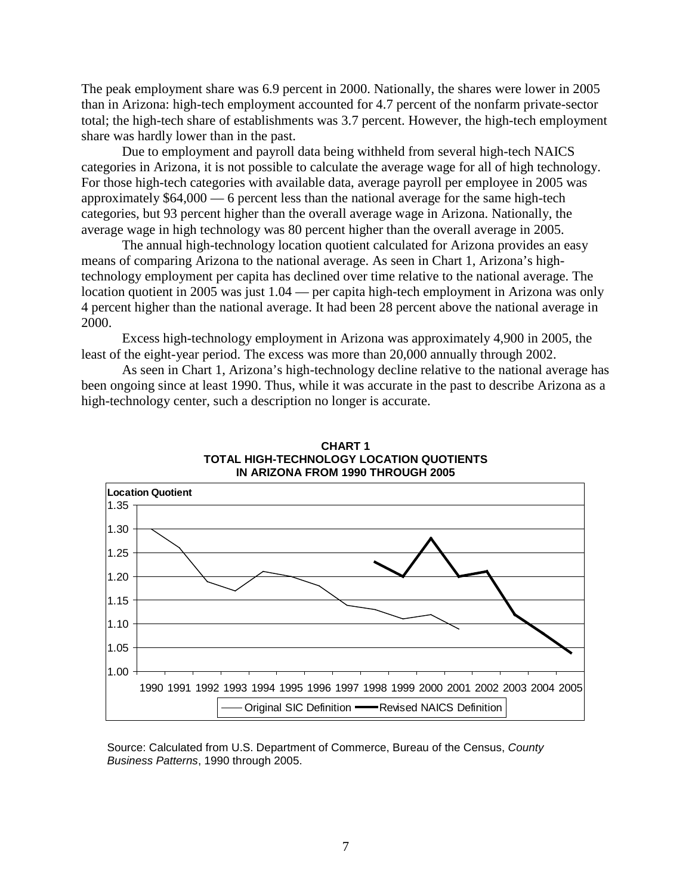The peak employment share was 6.9 percent in 2000. Nationally, the shares were lower in 2005 than in Arizona: high-tech employment accounted for 4.7 percent of the nonfarm private-sector total; the high-tech share of establishments was 3.7 percent. However, the high-tech employment share was hardly lower than in the past.

Due to employment and payroll data being withheld from several high-tech NAICS categories in Arizona, it is not possible to calculate the average wage for all of high technology. For those high-tech categories with available data, average payroll per employee in 2005 was approximately $64,000 — 6 percent less than the national average for the same high-tech categories, but 93 percent higher than the overall average wage in Arizona. Nationally, the average wage in high technology was 80 percent higher than the overall average in 2005.

The annual high-technology location quotient calculated for Arizona provides an easy means of comparing Arizona to the national average. As seen in Chart 1, Arizona's high-technology employment per capita has declined over time relative to the national average. The location quotient in 2005 was just 1.04 — per capita high-tech employment in Arizona was only 4 percent higher than the national average. It had been 28 percent above the national average in 2000.

Excess high-technology employment in Arizona was approximately 4,900 in 2005, the least of the eight-year period. The excess was more than 20,000 annually through 2002.

As seen in Chart 1, Arizona's high-technology decline relative to the national average has been ongoing since at least 1990. Thus, while it was accurate in the past to describe Arizona as a high-technology center, such a description no longer is accurate.

**CHART 1**
**TOTAL HIGH-TECHNOLOGY LOCATION QUOTIENTS IN ARIZONA FROM 1990 THROUGH 2005**

| Year | Original SIC Definition | Revised NAICS Definition |
|---|---|---|
| 1990 | 1.30 | |
| 1991 | 1.26 | |
| 1992 | 1.19 | |
| 1993 | 1.17 | |
| 1994 | 1.21 | |
| 1995 | 1.20 | |
| 1996 | 1.18 | |
| 1997 | 1.14 | |
| 1998 | 1.13 | 1.23 |
| 1999 | 1.11 | 1.20 |
| 2000 | 1.12 | 1.28 |
| 2001 | 1.09 | 1.20 |
| 2002 | | 1.21 |
| 2003 | | 1.12 |
| 2004 | | 1.08 |
| 2005 | | 1.04 |

Source: Calculated from U.S. Department of Commerce, Bureau of the Census, *County Business Patterns*, 1990 through 2005.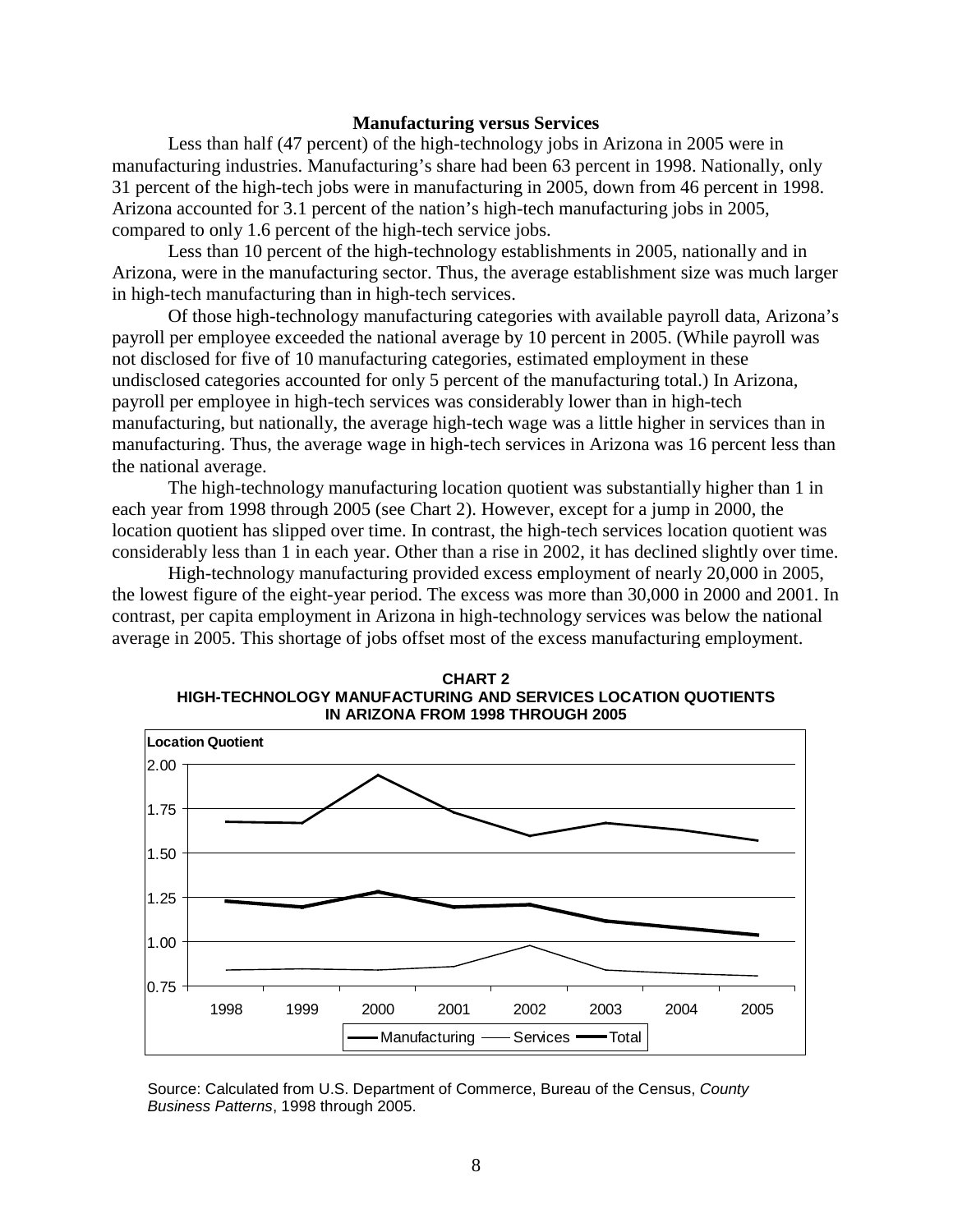### Manufacturing versus Services

Less than half (47 percent) of the high-technology jobs in Arizona in 2005 were in manufacturing industries. Manufacturing's share had been 63 percent in 1998. Nationally, only 31 percent of the high-tech jobs were in manufacturing in 2005, down from 46 percent in 1998. Arizona accounted for 3.1 percent of the nation's high-tech manufacturing jobs in 2005, compared to only 1.6 percent of the high-tech service jobs.

Less than 10 percent of the high-technology establishments in 2005, nationally and in Arizona, were in the manufacturing sector. Thus, the average establishment size was much larger in high-tech manufacturing than in high-tech services.

Of those high-technology manufacturing categories with available payroll data, Arizona's payroll per employee exceeded the national average by 10 percent in 2005. (While payroll was not disclosed for five of 10 manufacturing categories, estimated employment in these undisclosed categories accounted for only 5 percent of the manufacturing total.) In Arizona, payroll per employee in high-tech services was considerably lower than in high-tech manufacturing, but nationally, the average high-tech wage was a little higher in services than in manufacturing. Thus, the average wage in high-tech services in Arizona was 16 percent less than the national average.

The high-technology manufacturing location quotient was substantially higher than 1 in each year from 1998 through 2005 (see Chart 2). However, except for a jump in 2000, the location quotient has slipped over time. In contrast, the high-tech services location quotient was considerably less than 1 in each year. Other than a rise in 2002, it has declined slightly over time.

High-technology manufacturing provided excess employment of nearly 20,000 in 2005, the lowest figure of the eight-year period. The excess was more than 30,000 in 2000 and 2001. In contrast, per capita employment in Arizona in high-technology services was below the national average in 2005. This shortage of jobs offset most of the excess manufacturing employment.

**CHART 2**
**HIGH-TECHNOLOGY MANUFACTURING AND SERVICES LOCATION QUOTIENTS IN ARIZONA FROM 1998 THROUGH 2005**

Source: Calculated from U.S. Department of Commerce, Bureau of the Census, *County Business Patterns*, 1998 through 2005.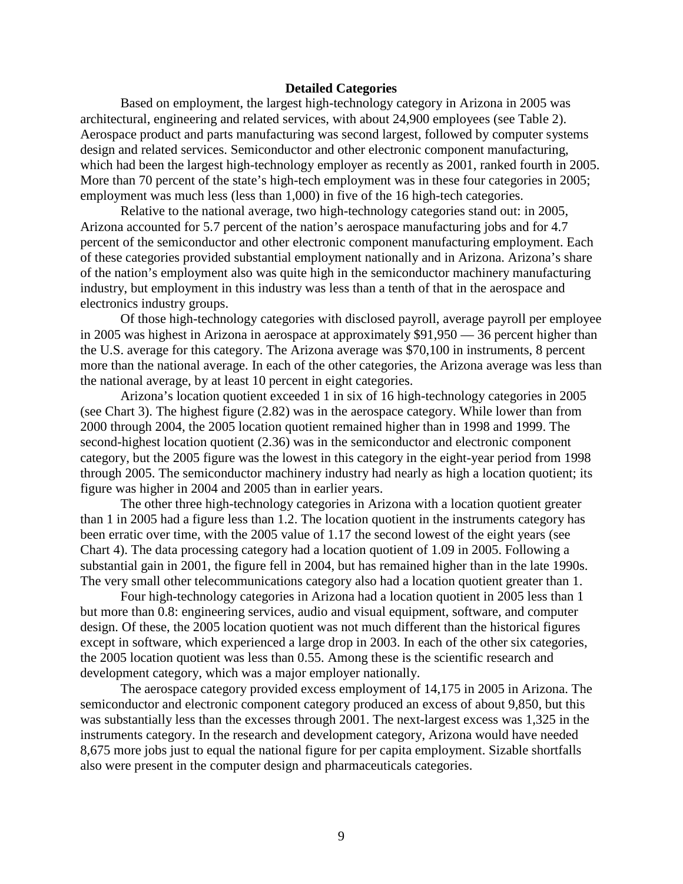## Detailed Categories

Based on employment, the largest high-technology category in Arizona in 2005 was architectural, engineering and related services, with about 24,900 employees (see Table 2). Aerospace product and parts manufacturing was second largest, followed by computer systems design and related services. Semiconductor and other electronic component manufacturing, which had been the largest high-technology employer as recently as 2001, ranked fourth in 2005. More than 70 percent of the state's high-tech employment was in these four categories in 2005; employment was much less (less than 1,000) in five of the 16 high-tech categories.

Relative to the national average, two high-technology categories stand out: in 2005, Arizona accounted for 5.7 percent of the nation's aerospace manufacturing jobs and for 4.7 percent of the semiconductor and other electronic component manufacturing employment. Each of these categories provided substantial employment nationally and in Arizona. Arizona's share of the nation's employment also was quite high in the semiconductor machinery manufacturing industry, but employment in this industry was less than a tenth of that in the aerospace and electronics industry groups.

Of those high-technology categories with disclosed payroll, average payroll per employee in 2005 was highest in Arizona in aerospace at approximately $91,950 — 36 percent higher than the U.S. average for this category. The Arizona average was $70,100 in instruments, 8 percent more than the national average. In each of the other categories, the Arizona average was less than the national average, by at least 10 percent in eight categories.

Arizona's location quotient exceeded 1 in six of 16 high-technology categories in 2005 (see Chart 3). The highest figure (2.82) was in the aerospace category. While lower than from 2000 through 2004, the 2005 location quotient remained higher than in 1998 and 1999. The second-highest location quotient (2.36) was in the semiconductor and electronic component category, but the 2005 figure was the lowest in this category in the eight-year period from 1998 through 2005. The semiconductor machinery industry had nearly as high a location quotient; its figure was higher in 2004 and 2005 than in earlier years.

The other three high-technology categories in Arizona with a location quotient greater than 1 in 2005 had a figure less than 1.2. The location quotient in the instruments category has been erratic over time, with the 2005 value of 1.17 the second lowest of the eight years (see Chart 4). The data processing category had a location quotient of 1.09 in 2005. Following a substantial gain in 2001, the figure fell in 2004, but has remained higher than in the late 1990s. The very small other telecommunications category also had a location quotient greater than 1.

Four high-technology categories in Arizona had a location quotient in 2005 less than 1 but more than 0.8: engineering services, audio and visual equipment, software, and computer design. Of these, the 2005 location quotient was not much different than the historical figures except in software, which experienced a large drop in 2003. In each of the other six categories, the 2005 location quotient was less than 0.55. Among these is the scientific research and development category, which was a major employer nationally.

The aerospace category provided excess employment of 14,175 in 2005 in Arizona. The semiconductor and electronic component category produced an excess of about 9,850, but this was substantially less than the excesses through 2001. The next-largest excess was 1,325 in the instruments category. In the research and development category, Arizona would have needed 8,675 more jobs just to equal the national figure for per capita employment. Sizable shortfalls also were present in the computer design and pharmaceuticals categories.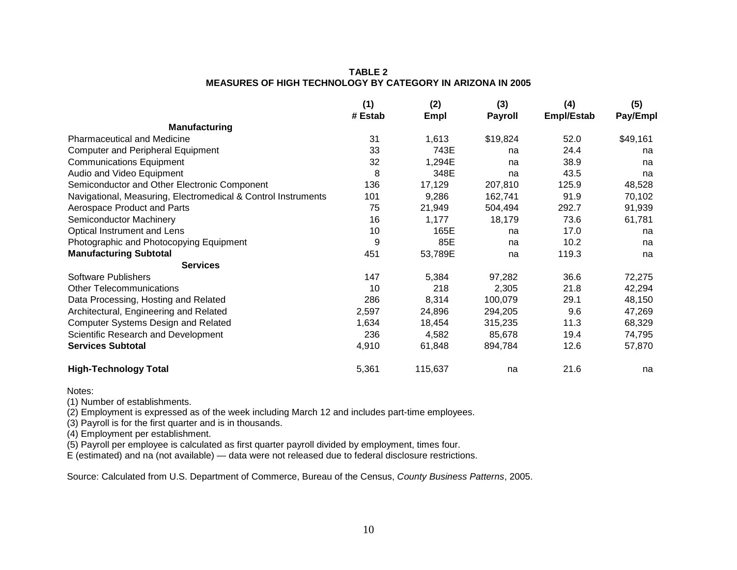**TABLE 2**
**MEASURES OF HIGH TECHNOLOGY BY CATEGORY IN ARIZONA IN 2005**

| | (1) # Estab | (2) Empl | (3) Payroll | (4) Empl/Estab | (5) Pay/Empl |
|---|---|---|---|---|---|
| **Manufacturing** | | | | | |
| Pharmaceutical and Medicine | 31 | 1,613 | $19,824 | 52.0 | $49,161 |
| Computer and Peripheral Equipment | 33 | 743E | na | 24.4 | na |
| Communications Equipment | 32 | 1,294E | na | 38.9 | na |
| Audio and Video Equipment | 8 | 348E | na | 43.5 | na |
| Semiconductor and Other Electronic Component | 136 | 17,129 | 207,810 | 125.9 | 48,528 |
| Navigational, Measuring, Electromedical & Control Instruments | 101 | 9,286 | 162,741 | 91.9 | 70,102 |
| Aerospace Product and Parts | 75 | 21,949 | 504,494 | 292.7 | 91,939 |
| Semiconductor Machinery | 16 | 1,177 | 18,179 | 73.6 | 61,781 |
| Optical Instrument and Lens | 10 | 165E | na | 17.0 | na |
| Photographic and Photocopying Equipment | 9 | 85E | na | 10.2 | na |
| **Manufacturing Subtotal** | 451 | 53,789E | na | 119.3 | na |
| **Services** | | | | | |
| Software Publishers | 147 | 5,384 | 97,282 | 36.6 | 72,275 |
| Other Telecommunications | 10 | 218 | 2,305 | 21.8 | 42,294 |
| Data Processing, Hosting and Related | 286 | 8,314 | 100,079 | 29.1 | 48,150 |
| Architectural, Engineering and Related | 2,597 | 24,896 | 294,205 | 9.6 | 47,269 |
| Computer Systems Design and Related | 1,634 | 18,454 | 315,235 | 11.3 | 68,329 |
| Scientific Research and Development | 236 | 4,582 | 85,678 | 19.4 | 74,795 |
| **Services Subtotal** | 4,910 | 61,848 | 894,784 | 12.6 | 57,870 |
| **High-Technology Total** | 5,361 | 115,637 | na | 21.6 | na |

Notes:
(1) Number of establishments.
(2) Employment is expressed as of the week including March 12 and includes part-time employees.
(3) Payroll is for the first quarter and is in thousands.
(4) Employment per establishment.
(5) Payroll per employee is calculated as first quarter payroll divided by employment, times four.
E (estimated) and na (not available) — data were not released due to federal disclosure restrictions.

Source: Calculated from U.S. Department of Commerce, Bureau of the Census, *County Business Patterns*, 2005.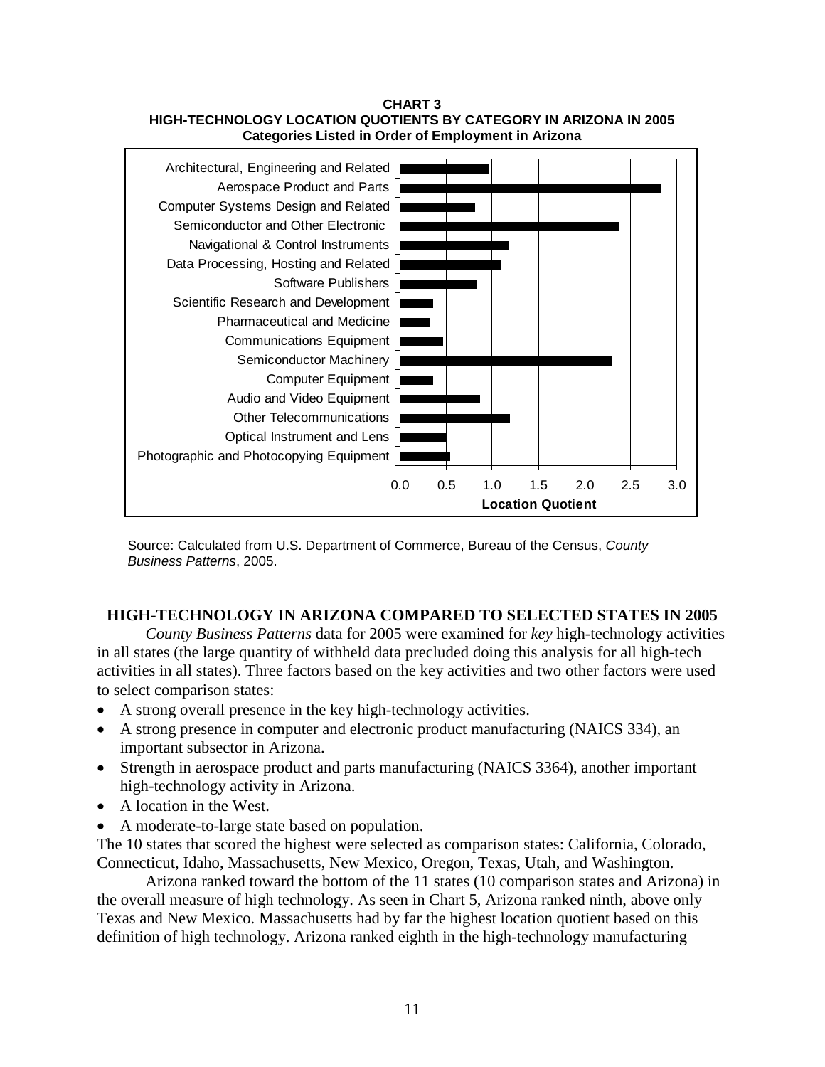**CHART 3**
**HIGH-TECHNOLOGY LOCATION QUOTIENTS BY CATEGORY IN ARIZONA IN 2005**
**Categories Listed in Order of Employment in Arizona**

Source: Calculated from U.S. Department of Commerce, Bureau of the Census, *County Business Patterns*, 2005.

## HIGH-TECHNOLOGY IN ARIZONA COMPARED TO SELECTED STATES IN 2005

*County Business Patterns* data for 2005 were examined for *key* high-technology activities in all states (the large quantity of withheld data precluded doing this analysis for all high-tech activities in all states). Three factors based on the key activities and two other factors were used to select comparison states:

- A strong overall presence in the key high-technology activities.
- A strong presence in computer and electronic product manufacturing (NAICS 334), an important subsector in Arizona.
- Strength in aerospace product and parts manufacturing (NAICS 3364), another important high-technology activity in Arizona.
- A location in the West.
- A moderate-to-large state based on population.

The 10 states that scored the highest were selected as comparison states: California, Colorado, Connecticut, Idaho, Massachusetts, New Mexico, Oregon, Texas, Utah, and Washington.

Arizona ranked toward the bottom of the 11 states (10 comparison states and Arizona) in the overall measure of high technology. As seen in Chart 5, Arizona ranked ninth, above only Texas and New Mexico. Massachusetts had by far the highest location quotient based on this definition of high technology. Arizona ranked eighth in the high-technology manufacturing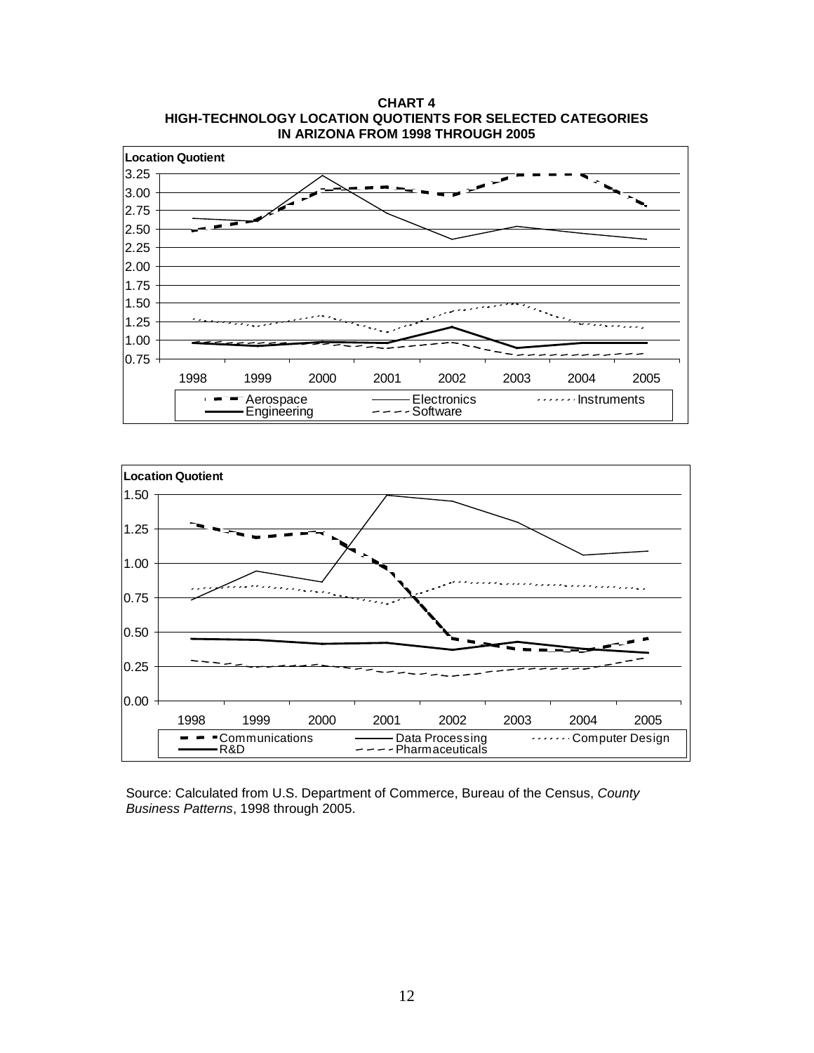**CHART 4**
**HIGH-TECHNOLOGY LOCATION QUOTIENTS FOR SELECTED CATEGORIES IN ARIZONA FROM 1998 THROUGH 2005**

Source: Calculated from U.S. Department of Commerce, Bureau of the Census, *County Business Patterns*, 1998 through 2005.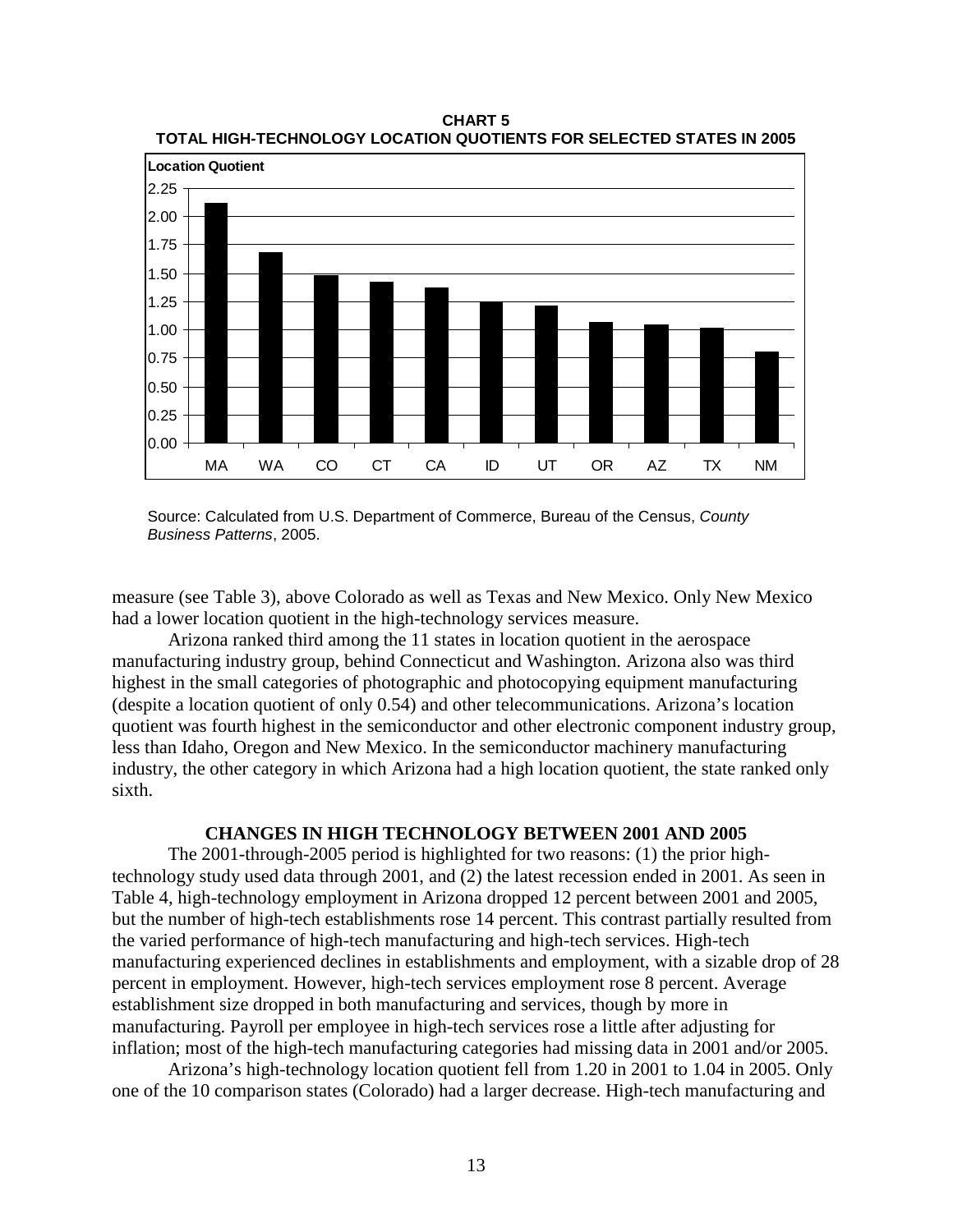**CHART 5**
**TOTAL HIGH-TECHNOLOGY LOCATION QUOTIENTS FOR SELECTED STATES IN 2005**

Source: Calculated from U.S. Department of Commerce, Bureau of the Census, *County Business Patterns*, 2005.

measure (see Table 3), above Colorado as well as Texas and New Mexico. Only New Mexico had a lower location quotient in the high-technology services measure.

Arizona ranked third among the 11 states in location quotient in the aerospace manufacturing industry group, behind Connecticut and Washington. Arizona also was third highest in the small categories of photographic and photocopying equipment manufacturing (despite a location quotient of only 0.54) and other telecommunications. Arizona's location quotient was fourth highest in the semiconductor and other electronic component industry group, less than Idaho, Oregon and New Mexico. In the semiconductor machinery manufacturing industry, the other category in which Arizona had a high location quotient, the state ranked only sixth.

## CHANGES IN HIGH TECHNOLOGY BETWEEN 2001 AND 2005

The 2001-through-2005 period is highlighted for two reasons: (1) the prior high-technology study used data through 2001, and (2) the latest recession ended in 2001. As seen in Table 4, high-technology employment in Arizona dropped 12 percent between 2001 and 2005, but the number of high-tech establishments rose 14 percent. This contrast partially resulted from the varied performance of high-tech manufacturing and high-tech services. High-tech manufacturing experienced declines in establishments and employment, with a sizable drop of 28 percent in employment. However, high-tech services employment rose 8 percent. Average establishment size dropped in both manufacturing and services, though by more in manufacturing. Payroll per employee in high-tech services rose a little after adjusting for inflation; most of the high-tech manufacturing categories had missing data in 2001 and/or 2005.

Arizona's high-technology location quotient fell from 1.20 in 2001 to 1.04 in 2005. Only one of the 10 comparison states (Colorado) had a larger decrease. High-tech manufacturing and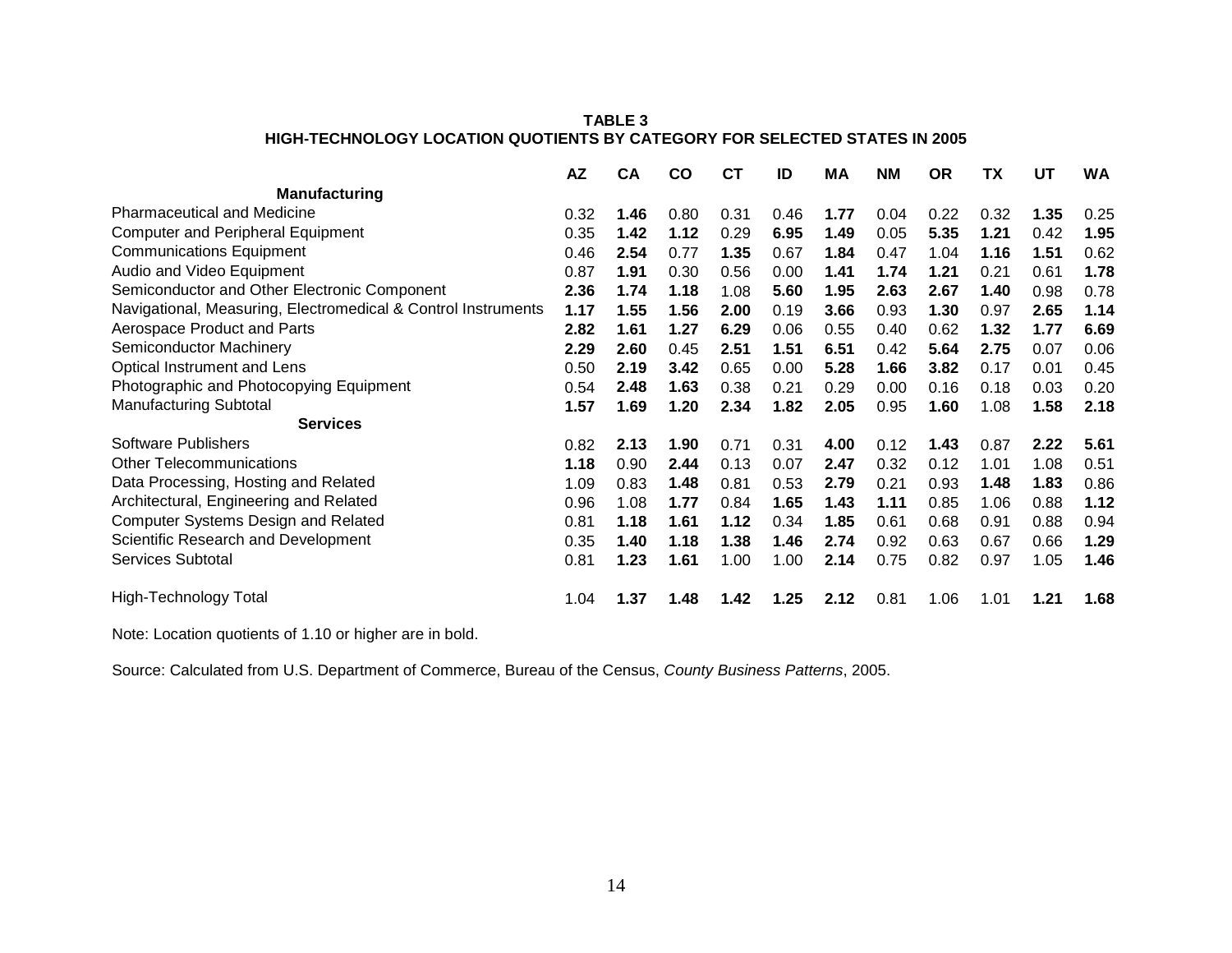**TABLE 3**
**HIGH-TECHNOLOGY LOCATION QUOTIENTS BY CATEGORY FOR SELECTED STATES IN 2005**

| | AZ | CA | CO | CT | ID | MA | NM | OR | TX | UT | WA |
|---|---|---|---|---|---|---|---|---|---|---|---|
| **Manufacturing** | | | | | | | | | | | |
| Pharmaceutical and Medicine | 0.32 | **1.46** | 0.80 | 0.31 | 0.46 | **1.77** | 0.04 | 0.22 | 0.32 | **1.35** | 0.25 |
| Computer and Peripheral Equipment | 0.35 | **1.42** | **1.12** | 0.29 | **6.95** | **1.49** | 0.05 | **5.35** | **1.21** | 0.42 | **1.95** |
| Communications Equipment | 0.46 | **2.54** | 0.77 | **1.35** | 0.67 | **1.84** | 0.47 | 1.04 | **1.16** | **1.51** | 0.62 |
| Audio and Video Equipment | 0.87 | **1.91** | 0.30 | 0.56 | 0.00 | **1.41** | **1.74** | **1.21** | 0.21 | 0.61 | **1.78** |
| Semiconductor and Other Electronic Component | **2.36** | **1.74** | **1.18** | 1.08 | **5.60** | **1.95** | **2.63** | **2.67** | **1.40** | 0.98 | 0.78 |
| Navigational, Measuring, Electromedical & Control Instruments | **1.17** | **1.55** | **1.56** | **2.00** | 0.19 | **3.66** | 0.93 | **1.30** | 0.97 | **2.65** | **1.14** |
| Aerospace Product and Parts | **2.82** | **1.61** | **1.27** | **6.29** | 0.06 | 0.55 | 0.40 | 0.62 | **1.32** | **1.77** | **6.69** |
| Semiconductor Machinery | **2.29** | **2.60** | 0.45 | **2.51** | **1.51** | **6.51** | 0.42 | **5.64** | **2.75** | 0.07 | 0.06 |
| Optical Instrument and Lens | 0.50 | **2.19** | **3.42** | 0.65 | 0.00 | **5.28** | **1.66** | **3.82** | 0.17 | 0.01 | 0.45 |
| Photographic and Photocopying Equipment | 0.54 | **2.48** | **1.63** | 0.38 | 0.21 | 0.29 | 0.00 | 0.16 | 0.18 | 0.03 | 0.20 |
| Manufacturing Subtotal | **1.57** | **1.69** | **1.20** | **2.34** | **1.82** | **2.05** | 0.95 | **1.60** | 1.08 | **1.58** | **2.18** |
| **Services** | | | | | | | | | | | |
| Software Publishers | 0.82 | **2.13** | **1.90** | 0.71 | 0.31 | **4.00** | 0.12 | **1.43** | 0.87 | **2.22** | **5.61** |
| Other Telecommunications | **1.18** | 0.90 | **2.44** | 0.13 | 0.07 | **2.47** | 0.32 | 0.12 | 1.01 | 1.08 | 0.51 |
| Data Processing, Hosting and Related | 1.09 | 0.83 | **1.48** | 0.81 | 0.53 | **2.79** | 0.21 | 0.93 | **1.48** | **1.83** | 0.86 |
| Architectural, Engineering and Related | 0.96 | 1.08 | **1.77** | 0.84 | **1.65** | **1.43** | **1.11** | 0.85 | 1.06 | 0.88 | **1.12** |
| Computer Systems Design and Related | 0.81 | **1.18** | **1.61** | **1.12** | 0.34 | **1.85** | 0.61 | 0.68 | 0.91 | 0.88 | 0.94 |
| Scientific Research and Development | 0.35 | **1.40** | **1.18** | **1.38** | **1.46** | **2.74** | 0.92 | 0.63 | 0.67 | 0.66 | **1.29** |
| Services Subtotal | 0.81 | **1.23** | **1.61** | 1.00 | 1.00 | **2.14** | 0.75 | 0.82 | 0.97 | 1.05 | **1.46** |
| High-Technology Total | 1.04 | **1.37** | **1.48** | **1.42** | **1.25** | **2.12** | 0.81 | 1.06 | 1.01 | **1.21** | **1.68** |

Note: Location quotients of 1.10 or higher are in bold.

Source: Calculated from U.S. Department of Commerce, Bureau of the Census, *County Business Patterns*, 2005.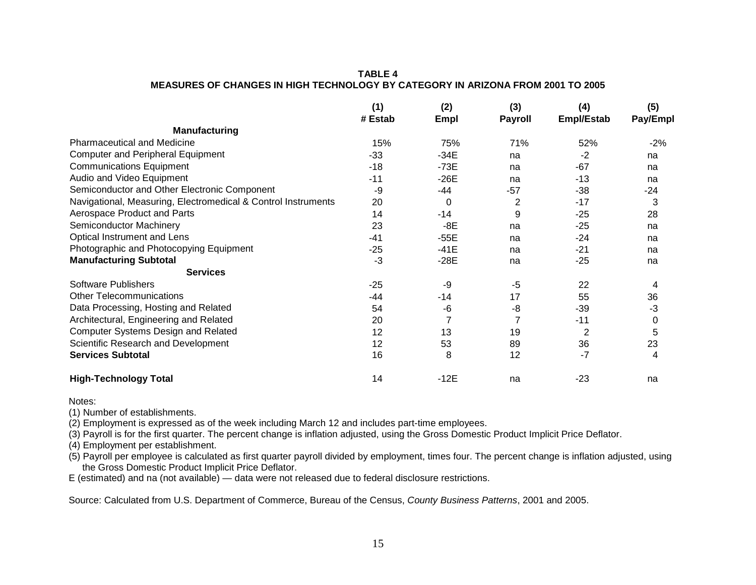**TABLE 4**
**MEASURES OF CHANGES IN HIGH TECHNOLOGY BY CATEGORY IN ARIZONA FROM 2001 TO 2005**

| | (1) # Estab | (2) Empl | (3) Payroll | (4) Empl/Estab | (5) Pay/Empl |
|---|---|---|---|---|---|
| **Manufacturing** | | | | | |
| Pharmaceutical and Medicine | 15% | 75% | 71% | 52% | -2% |
| Computer and Peripheral Equipment | -33 | -34E | na | -2 | na |
| Communications Equipment | -18 | -73E | na | -67 | na |
| Audio and Video Equipment | -11 | -26E | na | -13 | na |
| Semiconductor and Other Electronic Component | -9 | -44 | -57 | -38 | -24 |
| Navigational, Measuring, Electromedical & Control Instruments | 20 | 0 | 2 | -17 | 3 |
| Aerospace Product and Parts | 14 | -14 | 9 | -25 | 28 |
| Semiconductor Machinery | 23 | -8E | na | -25 | na |
| Optical Instrument and Lens | -41 | -55E | na | -24 | na |
| Photographic and Photocopying Equipment | -25 | -41E | na | -21 | na |
| **Manufacturing Subtotal** | -3 | -28E | na | -25 | na |
| **Services** | | | | | |
| Software Publishers | -25 | -9 | -5 | 22 | 4 |
| Other Telecommunications | -44 | -14 | 17 | 55 | 36 |
| Data Processing, Hosting and Related | 54 | -6 | -8 | -39 | -3 |
| Architectural, Engineering and Related | 20 | 7 | 7 | -11 | 0 |
| Computer Systems Design and Related | 12 | 13 | 19 | 2 | 5 |
| Scientific Research and Development | 12 | 53 | 89 | 36 | 23 |
| **Services Subtotal** | 16 | 8 | 12 | -7 | 4 |
| **High-Technology Total** | 14 | -12E | na | -23 | na |

Notes:
(1) Number of establishments.
(2) Employment is expressed as of the week including March 12 and includes part-time employees.
(3) Payroll is for the first quarter. The percent change is inflation adjusted, using the Gross Domestic Product Implicit Price Deflator.
(4) Employment per establishment.
(5) Payroll per employee is calculated as first quarter payroll divided by employment, times four. The percent change is inflation adjusted, using the Gross Domestic Product Implicit Price Deflator.
E (estimated) and na (not available) — data were not released due to federal disclosure restrictions.

Source: Calculated from U.S. Department of Commerce, Bureau of the Census, *County Business Patterns*, 2001 and 2005.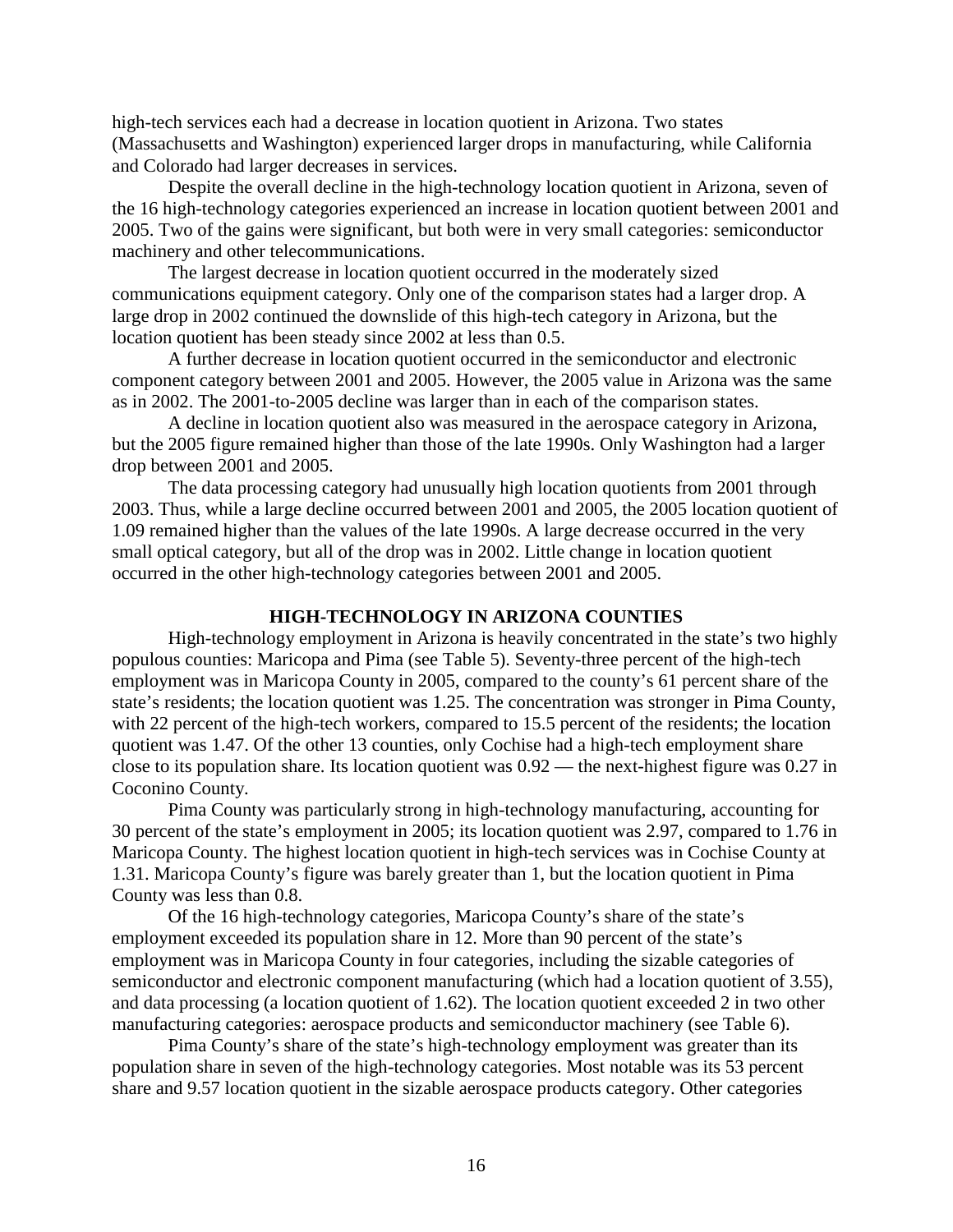high-tech services each had a decrease in location quotient in Arizona. Two states (Massachusetts and Washington) experienced larger drops in manufacturing, while California and Colorado had larger decreases in services.

Despite the overall decline in the high-technology location quotient in Arizona, seven of the 16 high-technology categories experienced an increase in location quotient between 2001 and 2005. Two of the gains were significant, but both were in very small categories: semiconductor machinery and other telecommunications.

The largest decrease in location quotient occurred in the moderately sized communications equipment category. Only one of the comparison states had a larger drop. A large drop in 2002 continued the downslide of this high-tech category in Arizona, but the location quotient has been steady since 2002 at less than 0.5.

A further decrease in location quotient occurred in the semiconductor and electronic component category between 2001 and 2005. However, the 2005 value in Arizona was the same as in 2002. The 2001-to-2005 decline was larger than in each of the comparison states.

A decline in location quotient also was measured in the aerospace category in Arizona, but the 2005 figure remained higher than those of the late 1990s. Only Washington had a larger drop between 2001 and 2005.

The data processing category had unusually high location quotients from 2001 through 2003. Thus, while a large decline occurred between 2001 and 2005, the 2005 location quotient of 1.09 remained higher than the values of the late 1990s. A large decrease occurred in the very small optical category, but all of the drop was in 2002. Little change in location quotient occurred in the other high-technology categories between 2001 and 2005.

## HIGH-TECHNOLOGY IN ARIZONA COUNTIES

High-technology employment in Arizona is heavily concentrated in the state's two highly populous counties: Maricopa and Pima (see Table 5). Seventy-three percent of the high-tech employment was in Maricopa County in 2005, compared to the county's 61 percent share of the state's residents; the location quotient was 1.25. The concentration was stronger in Pima County, with 22 percent of the high-tech workers, compared to 15.5 percent of the residents; the location quotient was 1.47. Of the other 13 counties, only Cochise had a high-tech employment share close to its population share. Its location quotient was 0.92 — the next-highest figure was 0.27 in Coconino County.

Pima County was particularly strong in high-technology manufacturing, accounting for 30 percent of the state's employment in 2005; its location quotient was 2.97, compared to 1.76 in Maricopa County. The highest location quotient in high-tech services was in Cochise County at 1.31. Maricopa County's figure was barely greater than 1, but the location quotient in Pima County was less than 0.8.

Of the 16 high-technology categories, Maricopa County's share of the state's employment exceeded its population share in 12. More than 90 percent of the state's employment was in Maricopa County in four categories, including the sizable categories of semiconductor and electronic component manufacturing (which had a location quotient of 3.55), and data processing (a location quotient of 1.62). The location quotient exceeded 2 in two other manufacturing categories: aerospace products and semiconductor machinery (see Table 6).

Pima County's share of the state's high-technology employment was greater than its population share in seven of the high-technology categories. Most notable was its 53 percent share and 9.57 location quotient in the sizable aerospace products category. Other categories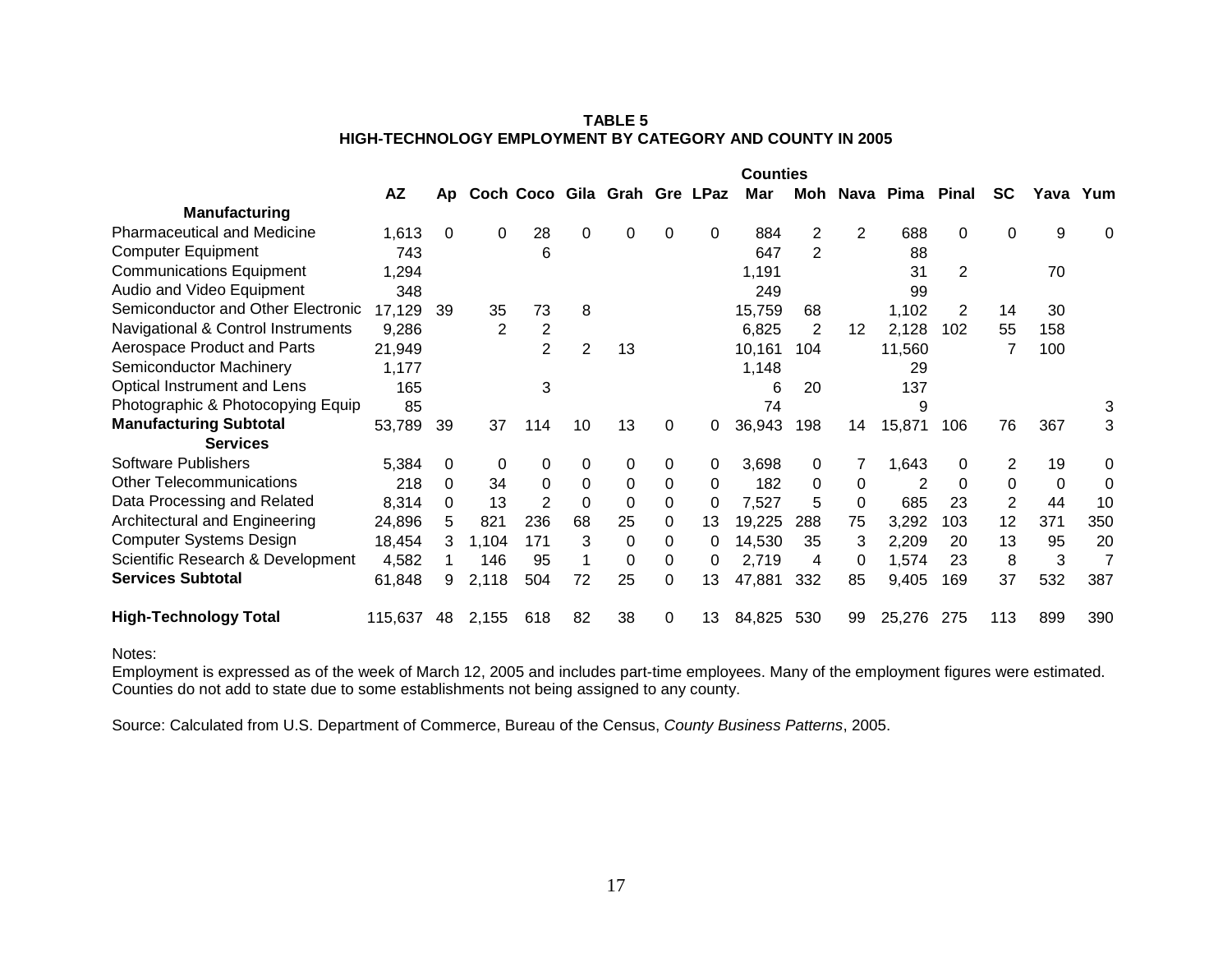**TABLE 5**
**HIGH-TECHNOLOGY EMPLOYMENT BY CATEGORY AND COUNTY IN 2005**

| | | Counties | | | | | | | | | | | | | | |
|---|---|---|---|---|---|---|---|---|---|---|---|---|---|---|---|---|
| | **AZ** | **Ap** | **Coch** | **Coco** | **Gila** | **Grah** | **Gre** | **LPaz** | **Mar** | **Moh** | **Nava** | **Pima** | **Pinal** | **SC** | **Yava** | **Yum** |
| **Manufacturing** | | | | | | | | | | | | | | | | |
| Pharmaceutical and Medicine | 1,613 | 0 | 0 | 28 | 0 | 0 | 0 | 0 | 884 | 2 | 2 | 688 | 0 | 0 | 9 | 0 |
| Computer Equipment | 743 | | | 6 | | | | | 647 | 2 | | 88 | | | | |
| Communications Equipment | 1,294 | | | | | | | | 1,191 | | | 31 | 2 | | 70 | |
| Audio and Video Equipment | 348 | | | | | | | | 249 | | | 99 | | | | |
| Semiconductor and Other Electronic | 17,129 | 39 | 35 | 73 | 8 | | | | 15,759 | 68 | | 1,102 | 2 | 14 | 30 | |
| Navigational & Control Instruments | 9,286 | | 2 | 2 | | | | | 6,825 | 2 | 12 | 2,128 | 102 | 55 | 158 | |
| Aerospace Product and Parts | 21,949 | | | 2 | 2 | 13 | | | 10,161 | 104 | | 11,560 | | 7 | 100 | |
| Semiconductor Machinery | 1,177 | | | | | | | | 1,148 | | | 29 | | | | |
| Optical Instrument and Lens | 165 | | | 3 | | | | | 6 | 20 | | 137 | | | | |
| Photographic & Photocopying Equip | 85 | | | | | | | | 74 | | | 9 | | | | 3 |
| **Manufacturing Subtotal** | 53,789 | 39 | 37 | 114 | 10 | 13 | 0 | 0 | 36,943 | 198 | 14 | 15,871 | 106 | 76 | 367 | 3 |
| **Services** | | | | | | | | | | | | | | | | |
| Software Publishers | 5,384 | 0 | 0 | 0 | 0 | 0 | 0 | 0 | 3,698 | 0 | 7 | 1,643 | 0 | 2 | 19 | 0 |
| Other Telecommunications | 218 | 0 | 34 | 0 | 0 | 0 | 0 | 0 | 182 | 0 | 0 | 2 | 0 | 0 | 0 | 0 |
| Data Processing and Related | 8,314 | 0 | 13 | 2 | 0 | 0 | 0 | 0 | 7,527 | 5 | 0 | 685 | 23 | 2 | 44 | 10 |
| Architectural and Engineering | 24,896 | 5 | 821 | 236 | 68 | 25 | 0 | 13 | 19,225 | 288 | 75 | 3,292 | 103 | 12 | 371 | 350 |
| Computer Systems Design | 18,454 | 3 | 1,104 | 171 | 3 | 0 | 0 | 0 | 14,530 | 35 | 3 | 2,209 | 20 | 13 | 95 | 20 |
| Scientific Research & Development | 4,582 | 1 | 146 | 95 | 1 | 0 | 0 | 0 | 2,719 | 4 | 0 | 1,574 | 23 | 8 | 3 | 7 |
| **Services Subtotal** | 61,848 | 9 | 2,118 | 504 | 72 | 25 | 0 | 13 | 47,881 | 332 | 85 | 9,405 | 169 | 37 | 532 | 387 |
| **High-Technology Total** | 115,637 | 48 | 2,155 | 618 | 82 | 38 | 0 | 13 | 84,825 | 530 | 99 | 25,276 | 275 | 113 | 899 | 390 |

Notes:
Employment is expressed as of the week of March 12, 2005 and includes part-time employees. Many of the employment figures were estimated. Counties do not add to state due to some establishments not being assigned to any county.

Source: Calculated from U.S. Department of Commerce, Bureau of the Census, *County Business Patterns*, 2005.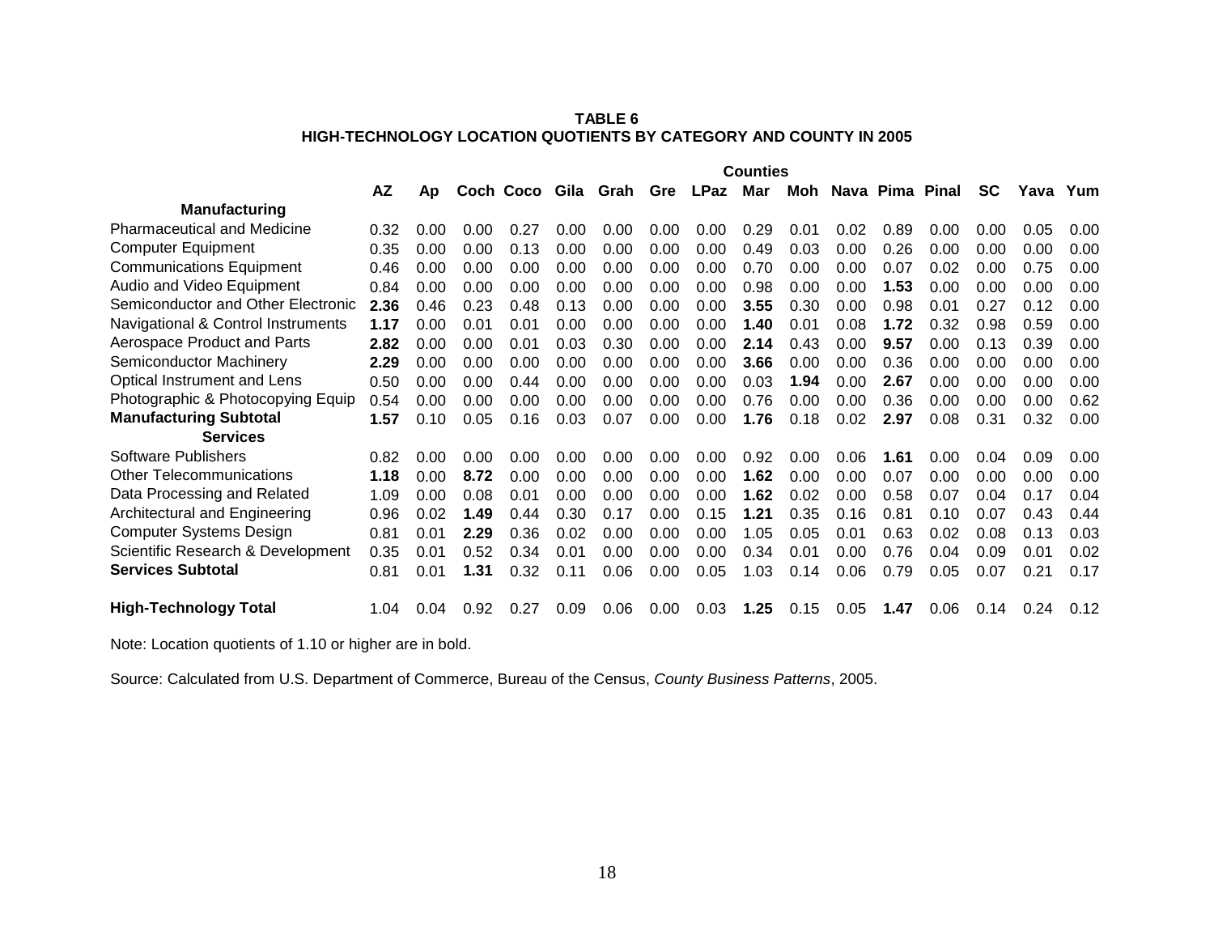**TABLE 6**
**HIGH-TECHNOLOGY LOCATION QUOTIENTS BY CATEGORY AND COUNTY IN 2005**

| | Counties | | | | | | | | | | | | | | | |
|---|---|---|---|---|---|---|---|---|---|---|---|---|---|---|---|---|
| | **AZ** | **Ap** | **Coch** | **Coco** | **Gila** | **Grah** | **Gre** | **LPaz** | **Mar** | **Moh** | **Nava** | **Pima** | **Pinal** | **SC** | **Yava** | **Yum** |
| **Manufacturing** | | | | | | | | | | | | | | | | |
| Pharmaceutical and Medicine | 0.32 | 0.00 | 0.00 | 0.27 | 0.00 | 0.00 | 0.00 | 0.00 | 0.29 | 0.01 | 0.02 | 0.89 | 0.00 | 0.00 | 0.05 | 0.00 |
| Computer Equipment | 0.35 | 0.00 | 0.00 | 0.13 | 0.00 | 0.00 | 0.00 | 0.00 | 0.49 | 0.03 | 0.00 | 0.26 | 0.00 | 0.00 | 0.00 | 0.00 |
| Communications Equipment | 0.46 | 0.00 | 0.00 | 0.00 | 0.00 | 0.00 | 0.00 | 0.00 | 0.70 | 0.00 | 0.00 | 0.07 | 0.02 | 0.00 | 0.75 | 0.00 |
| Audio and Video Equipment | 0.84 | 0.00 | 0.00 | 0.00 | 0.00 | 0.00 | 0.00 | 0.00 | 0.98 | 0.00 | 0.00 | **1.53** | 0.00 | 0.00 | 0.00 | 0.00 |
| Semiconductor and Other Electronic | **2.36** | 0.46 | 0.23 | 0.48 | 0.13 | 0.00 | 0.00 | 0.00 | **3.55** | 0.30 | 0.00 | 0.98 | 0.01 | 0.27 | 0.12 | 0.00 |
| Navigational & Control Instruments | **1.17** | 0.00 | 0.01 | 0.01 | 0.00 | 0.00 | 0.00 | 0.00 | **1.40** | 0.01 | 0.08 | **1.72** | 0.32 | 0.98 | 0.59 | 0.00 |
| Aerospace Product and Parts | **2.82** | 0.00 | 0.00 | 0.01 | 0.03 | 0.30 | 0.00 | 0.00 | **2.14** | 0.43 | 0.00 | **9.57** | 0.00 | 0.13 | 0.39 | 0.00 |
| Semiconductor Machinery | **2.29** | 0.00 | 0.00 | 0.00 | 0.00 | 0.00 | 0.00 | 0.00 | **3.66** | 0.00 | 0.00 | 0.36 | 0.00 | 0.00 | 0.00 | 0.00 |
| Optical Instrument and Lens | 0.50 | 0.00 | 0.00 | 0.44 | 0.00 | 0.00 | 0.00 | 0.00 | 0.03 | **1.94** | 0.00 | **2.67** | 0.00 | 0.00 | 0.00 | 0.00 |
| Photographic & Photocopying Equip | 0.54 | 0.00 | 0.00 | 0.00 | 0.00 | 0.00 | 0.00 | 0.00 | 0.76 | 0.00 | 0.00 | 0.36 | 0.00 | 0.00 | 0.00 | 0.62 |
| **Manufacturing Subtotal** | **1.57** | 0.10 | 0.05 | 0.16 | 0.03 | 0.07 | 0.00 | 0.00 | **1.76** | 0.18 | 0.02 | **2.97** | 0.08 | 0.31 | 0.32 | 0.00 |
| **Services** | | | | | | | | | | | | | | | | |
| Software Publishers | 0.82 | 0.00 | 0.00 | 0.00 | 0.00 | 0.00 | 0.00 | 0.00 | 0.92 | 0.00 | 0.06 | **1.61** | 0.00 | 0.04 | 0.09 | 0.00 |
| Other Telecommunications | **1.18** | 0.00 | **8.72** | 0.00 | 0.00 | 0.00 | 0.00 | 0.00 | **1.62** | 0.00 | 0.00 | 0.07 | 0.00 | 0.00 | 0.00 | 0.00 |
| Data Processing and Related | 1.09 | 0.00 | 0.08 | 0.01 | 0.00 | 0.00 | 0.00 | 0.00 | **1.62** | 0.02 | 0.00 | 0.58 | 0.07 | 0.04 | 0.17 | 0.04 |
| Architectural and Engineering | 0.96 | 0.02 | **1.49** | 0.44 | 0.30 | 0.17 | 0.00 | 0.15 | **1.21** | 0.35 | 0.16 | 0.81 | 0.10 | 0.07 | 0.43 | 0.44 |
| Computer Systems Design | 0.81 | 0.01 | **2.29** | 0.36 | 0.02 | 0.00 | 0.00 | 0.00 | 1.05 | 0.05 | 0.01 | 0.63 | 0.02 | 0.08 | 0.13 | 0.03 |
| Scientific Research & Development | 0.35 | 0.01 | 0.52 | 0.34 | 0.01 | 0.00 | 0.00 | 0.00 | 0.34 | 0.01 | 0.00 | 0.76 | 0.04 | 0.09 | 0.01 | 0.02 |
| **Services Subtotal** | 0.81 | 0.01 | **1.31** | 0.32 | 0.11 | 0.06 | 0.00 | 0.05 | 1.03 | 0.14 | 0.06 | 0.79 | 0.05 | 0.07 | 0.21 | 0.17 |
| **High-Technology Total** | 1.04 | 0.04 | 0.92 | 0.27 | 0.09 | 0.06 | 0.00 | 0.03 | **1.25** | 0.15 | 0.05 | **1.47** | 0.06 | 0.14 | 0.24 | 0.12 |

Note: Location quotients of 1.10 or higher are in bold.

Source: Calculated from U.S. Department of Commerce, Bureau of the Census, *County Business Patterns*, 2005.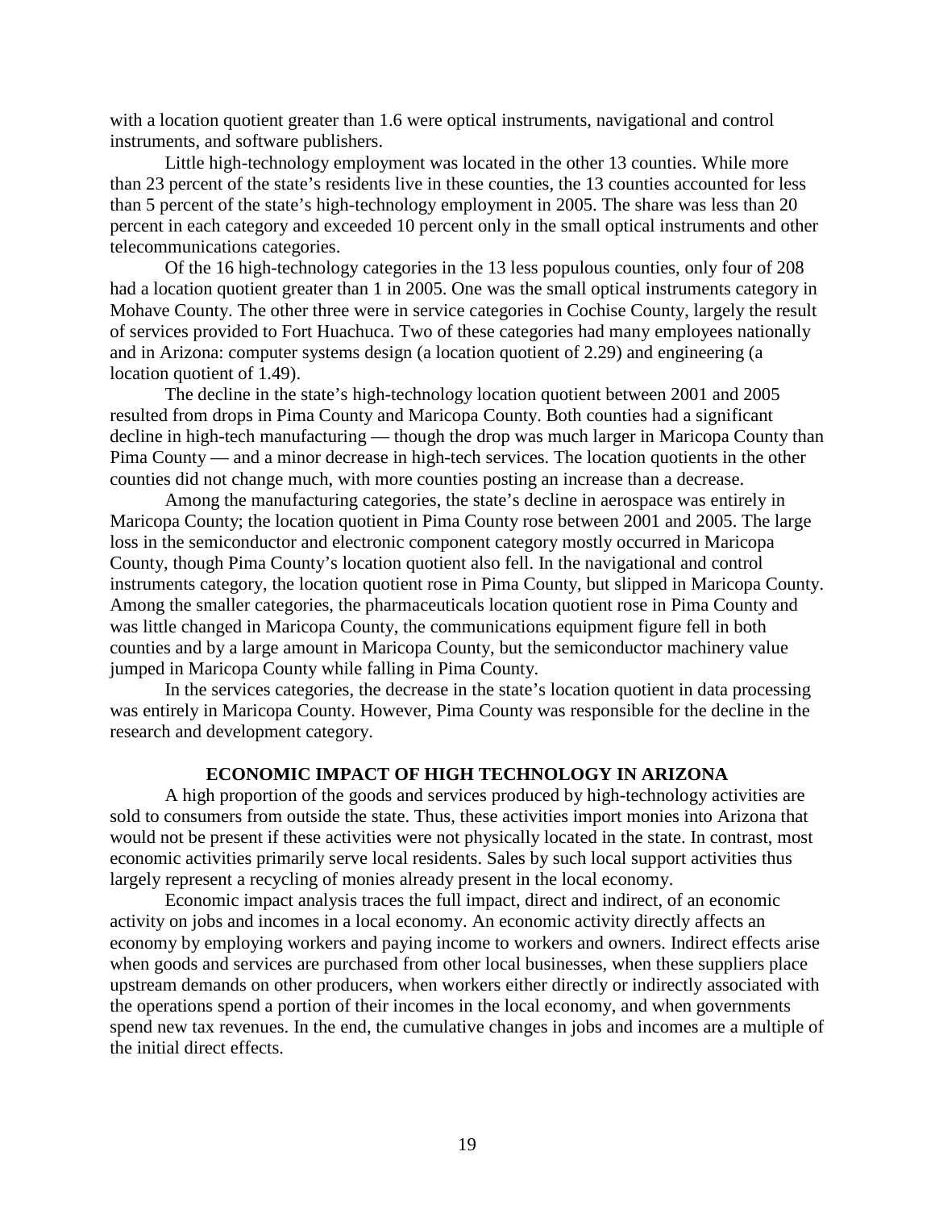with a location quotient greater than 1.6 were optical instruments, navigational and control instruments, and software publishers.

Little high-technology employment was located in the other 13 counties. While more than 23 percent of the state's residents live in these counties, the 13 counties accounted for less than 5 percent of the state's high-technology employment in 2005. The share was less than 20 percent in each category and exceeded 10 percent only in the small optical instruments and other telecommunications categories.

Of the 16 high-technology categories in the 13 less populous counties, only four of 208 had a location quotient greater than 1 in 2005. One was the small optical instruments category in Mohave County. The other three were in service categories in Cochise County, largely the result of services provided to Fort Huachuca. Two of these categories had many employees nationally and in Arizona: computer systems design (a location quotient of 2.29) and engineering (a location quotient of 1.49).

The decline in the state's high-technology location quotient between 2001 and 2005 resulted from drops in Pima County and Maricopa County. Both counties had a significant decline in high-tech manufacturing — though the drop was much larger in Maricopa County than Pima County — and a minor decrease in high-tech services. The location quotients in the other counties did not change much, with more counties posting an increase than a decrease.

Among the manufacturing categories, the state's decline in aerospace was entirely in Maricopa County; the location quotient in Pima County rose between 2001 and 2005. The large loss in the semiconductor and electronic component category mostly occurred in Maricopa County, though Pima County's location quotient also fell. In the navigational and control instruments category, the location quotient rose in Pima County, but slipped in Maricopa County. Among the smaller categories, the pharmaceuticals location quotient rose in Pima County and was little changed in Maricopa County, the communications equipment figure fell in both counties and by a large amount in Maricopa County, but the semiconductor machinery value jumped in Maricopa County while falling in Pima County.

In the services categories, the decrease in the state's location quotient in data processing was entirely in Maricopa County. However, Pima County was responsible for the decline in the research and development category.

## ECONOMIC IMPACT OF HIGH TECHNOLOGY IN ARIZONA

A high proportion of the goods and services produced by high-technology activities are sold to consumers from outside the state. Thus, these activities import monies into Arizona that would not be present if these activities were not physically located in the state. In contrast, most economic activities primarily serve local residents. Sales by such local support activities thus largely represent a recycling of monies already present in the local economy.

Economic impact analysis traces the full impact, direct and indirect, of an economic activity on jobs and incomes in a local economy. An economic activity directly affects an economy by employing workers and paying income to workers and owners. Indirect effects arise when goods and services are purchased from other local businesses, when these suppliers place upstream demands on other producers, when workers either directly or indirectly associated with the operations spend a portion of their incomes in the local economy, and when governments spend new tax revenues. In the end, the cumulative changes in jobs and incomes are a multiple of the initial direct effects.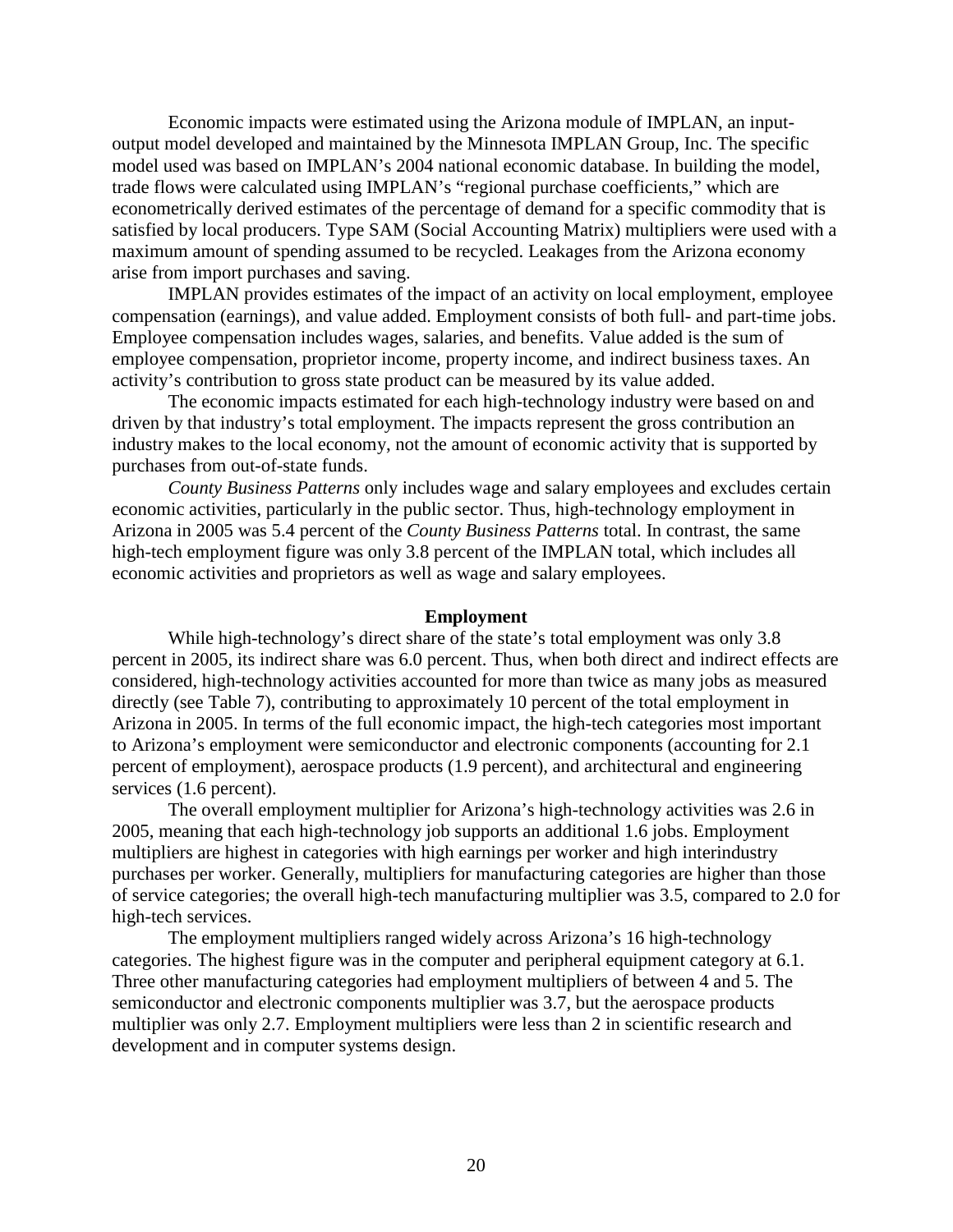Economic impacts were estimated using the Arizona module of IMPLAN, an input-output model developed and maintained by the Minnesota IMPLAN Group, Inc. The specific model used was based on IMPLAN's 2004 national economic database. In building the model, trade flows were calculated using IMPLAN's "regional purchase coefficients," which are econometrically derived estimates of the percentage of demand for a specific commodity that is satisfied by local producers. Type SAM (Social Accounting Matrix) multipliers were used with a maximum amount of spending assumed to be recycled. Leakages from the Arizona economy arise from import purchases and saving.

IMPLAN provides estimates of the impact of an activity on local employment, employee compensation (earnings), and value added. Employment consists of both full- and part-time jobs. Employee compensation includes wages, salaries, and benefits. Value added is the sum of employee compensation, proprietor income, property income, and indirect business taxes. An activity's contribution to gross state product can be measured by its value added.

The economic impacts estimated for each high-technology industry were based on and driven by that industry's total employment. The impacts represent the gross contribution an industry makes to the local economy, not the amount of economic activity that is supported by purchases from out-of-state funds.

*County Business Patterns* only includes wage and salary employees and excludes certain economic activities, particularly in the public sector. Thus, high-technology employment in Arizona in 2005 was 5.4 percent of the *County Business Patterns* total. In contrast, the same high-tech employment figure was only 3.8 percent of the IMPLAN total, which includes all economic activities and proprietors as well as wage and salary employees.

## Employment

While high-technology's direct share of the state's total employment was only 3.8 percent in 2005, its indirect share was 6.0 percent. Thus, when both direct and indirect effects are considered, high-technology activities accounted for more than twice as many jobs as measured directly (see Table 7), contributing to approximately 10 percent of the total employment in Arizona in 2005. In terms of the full economic impact, the high-tech categories most important to Arizona's employment were semiconductor and electronic components (accounting for 2.1 percent of employment), aerospace products (1.9 percent), and architectural and engineering services (1.6 percent).

The overall employment multiplier for Arizona's high-technology activities was 2.6 in 2005, meaning that each high-technology job supports an additional 1.6 jobs. Employment multipliers are highest in categories with high earnings per worker and high interindustry purchases per worker. Generally, multipliers for manufacturing categories are higher than those of service categories; the overall high-tech manufacturing multiplier was 3.5, compared to 2.0 for high-tech services.

The employment multipliers ranged widely across Arizona's 16 high-technology categories. The highest figure was in the computer and peripheral equipment category at 6.1. Three other manufacturing categories had employment multipliers of between 4 and 5. The semiconductor and electronic components multiplier was 3.7, but the aerospace products multiplier was only 2.7. Employment multipliers were less than 2 in scientific research and development and in computer systems design.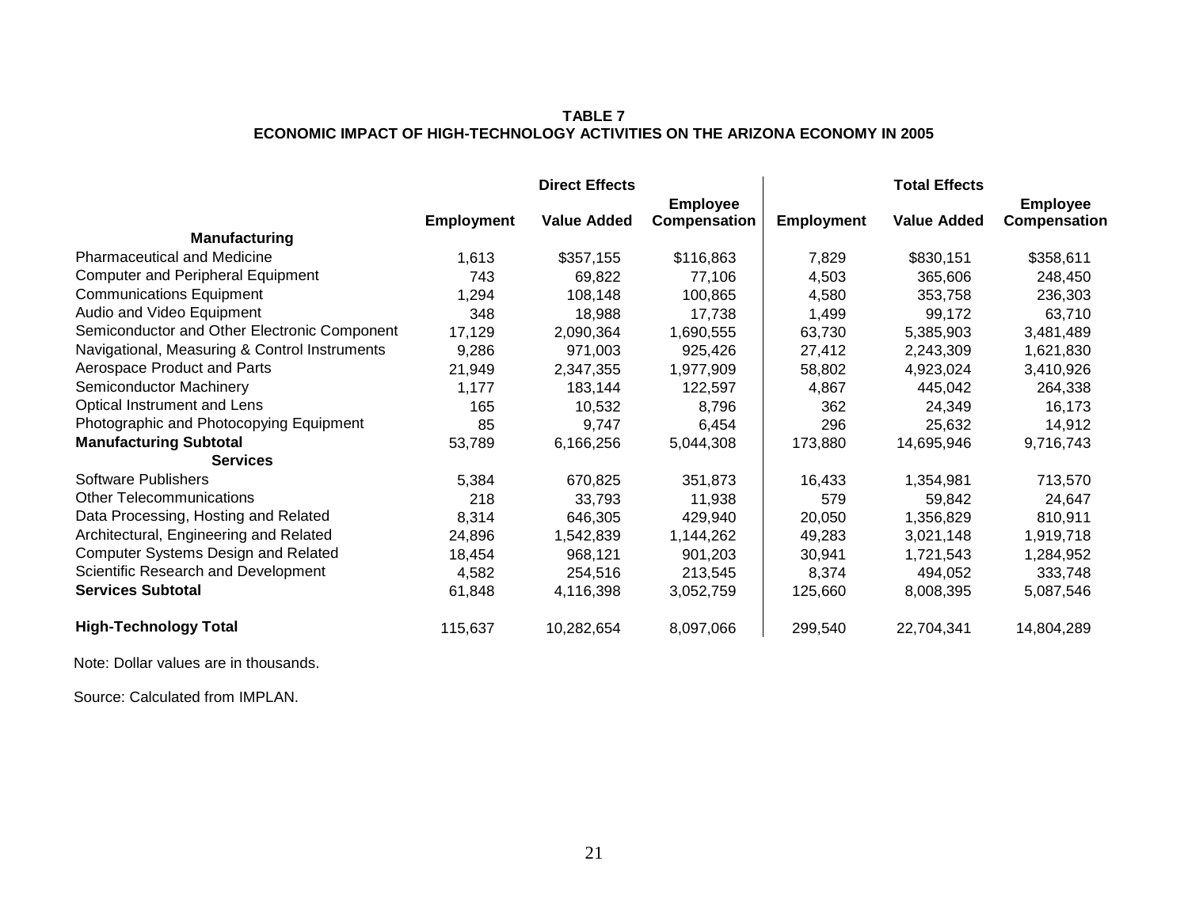**TABLE 7**
**ECONOMIC IMPACT OF HIGH-TECHNOLOGY ACTIVITIES ON THE ARIZONA ECONOMY IN 2005**

| | Direct Effects | | | Total Effects | | |
|---|---|---|---|---|---|---|
| | **Employment** | **Value Added** | **Employee Compensation** | **Employment** | **Value Added** | **Employee Compensation** |
| **Manufacturing** | | | | | | |
| Pharmaceutical and Medicine | 1,613 | $357,155 | $116,863 | 7,829 | $830,151 | $358,611 |
| Computer and Peripheral Equipment | 743 | 69,822 | 77,106 | 4,503 | 365,606 | 248,450 |
| Communications Equipment | 1,294 | 108,148 | 100,865 | 4,580 | 353,758 | 236,303 |
| Audio and Video Equipment | 348 | 18,988 | 17,738 | 1,499 | 99,172 | 63,710 |
| Semiconductor and Other Electronic Component | 17,129 | 2,090,364 | 1,690,555 | 63,730 | 5,385,903 | 3,481,489 |
| Navigational, Measuring & Control Instruments | 9,286 | 971,003 | 925,426 | 27,412 | 2,243,309 | 1,621,830 |
| Aerospace Product and Parts | 21,949 | 2,347,355 | 1,977,909 | 58,802 | 4,923,024 | 3,410,926 |
| Semiconductor Machinery | 1,177 | 183,144 | 122,597 | 4,867 | 445,042 | 264,338 |
| Optical Instrument and Lens | 165 | 10,532 | 8,796 | 362 | 24,349 | 16,173 |
| Photographic and Photocopying Equipment | 85 | 9,747 | 6,454 | 296 | 25,632 | 14,912 |
| **Manufacturing Subtotal** | 53,789 | 6,166,256 | 5,044,308 | 173,880 | 14,695,946 | 9,716,743 |
| **Services** | | | | | | |
| Software Publishers | 5,384 | 670,825 | 351,873 | 16,433 | 1,354,981 | 713,570 |
| Other Telecommunications | 218 | 33,793 | 11,938 | 579 | 59,842 | 24,647 |
| Data Processing, Hosting and Related | 8,314 | 646,305 | 429,940 | 20,050 | 1,356,829 | 810,911 |
| Architectural, Engineering and Related | 24,896 | 1,542,839 | 1,144,262 | 49,283 | 3,021,148 | 1,919,718 |
| Computer Systems Design and Related | 18,454 | 968,121 | 901,203 | 30,941 | 1,721,543 | 1,284,952 |
| Scientific Research and Development | 4,582 | 254,516 | 213,545 | 8,374 | 494,052 | 333,748 |
| **Services Subtotal** | 61,848 | 4,116,398 | 3,052,759 | 125,660 | 8,008,395 | 5,087,546 |
| **High-Technology Total** | 115,637 | 10,282,654 | 8,097,066 | 299,540 | 22,704,341 | 14,804,289 |

Note: Dollar values are in thousands.

Source: Calculated from IMPLAN.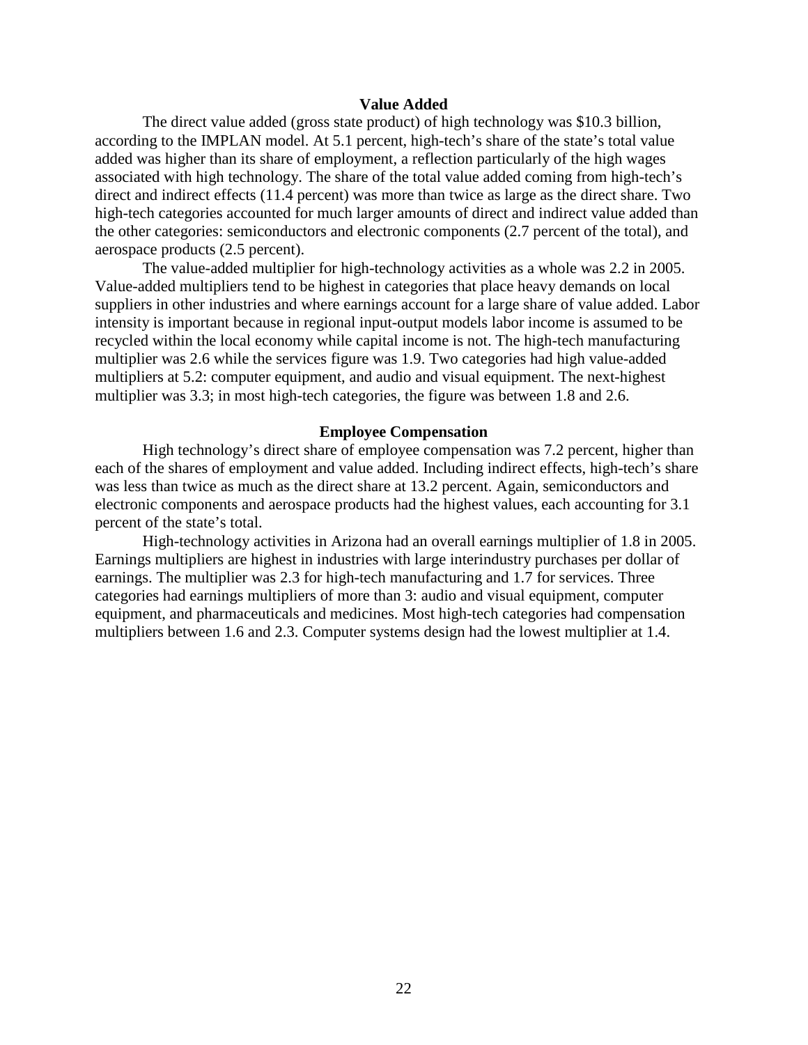### Value Added

The direct value added (gross state product) of high technology was $10.3 billion, according to the IMPLAN model. At 5.1 percent, high-tech's share of the state's total value added was higher than its share of employment, a reflection particularly of the high wages associated with high technology. The share of the total value added coming from high-tech's direct and indirect effects (11.4 percent) was more than twice as large as the direct share. Two high-tech categories accounted for much larger amounts of direct and indirect value added than the other categories: semiconductors and electronic components (2.7 percent of the total), and aerospace products (2.5 percent).

The value-added multiplier for high-technology activities as a whole was 2.2 in 2005. Value-added multipliers tend to be highest in categories that place heavy demands on local suppliers in other industries and where earnings account for a large share of value added. Labor intensity is important because in regional input-output models labor income is assumed to be recycled within the local economy while capital income is not. The high-tech manufacturing multiplier was 2.6 while the services figure was 1.9. Two categories had high value-added multipliers at 5.2: computer equipment, and audio and visual equipment. The next-highest multiplier was 3.3; in most high-tech categories, the figure was between 1.8 and 2.6.

### Employee Compensation

High technology's direct share of employee compensation was 7.2 percent, higher than each of the shares of employment and value added. Including indirect effects, high-tech's share was less than twice as much as the direct share at 13.2 percent. Again, semiconductors and electronic components and aerospace products had the highest values, each accounting for 3.1 percent of the state's total.

High-technology activities in Arizona had an overall earnings multiplier of 1.8 in 2005. Earnings multipliers are highest in industries with large interindustry purchases per dollar of earnings. The multiplier was 2.3 for high-tech manufacturing and 1.7 for services. Three categories had earnings multipliers of more than 3: audio and visual equipment, computer equipment, and pharmaceuticals and medicines. Most high-tech categories had compensation multipliers between 1.6 and 2.3. Computer systems design had the lowest multiplier at 1.4.